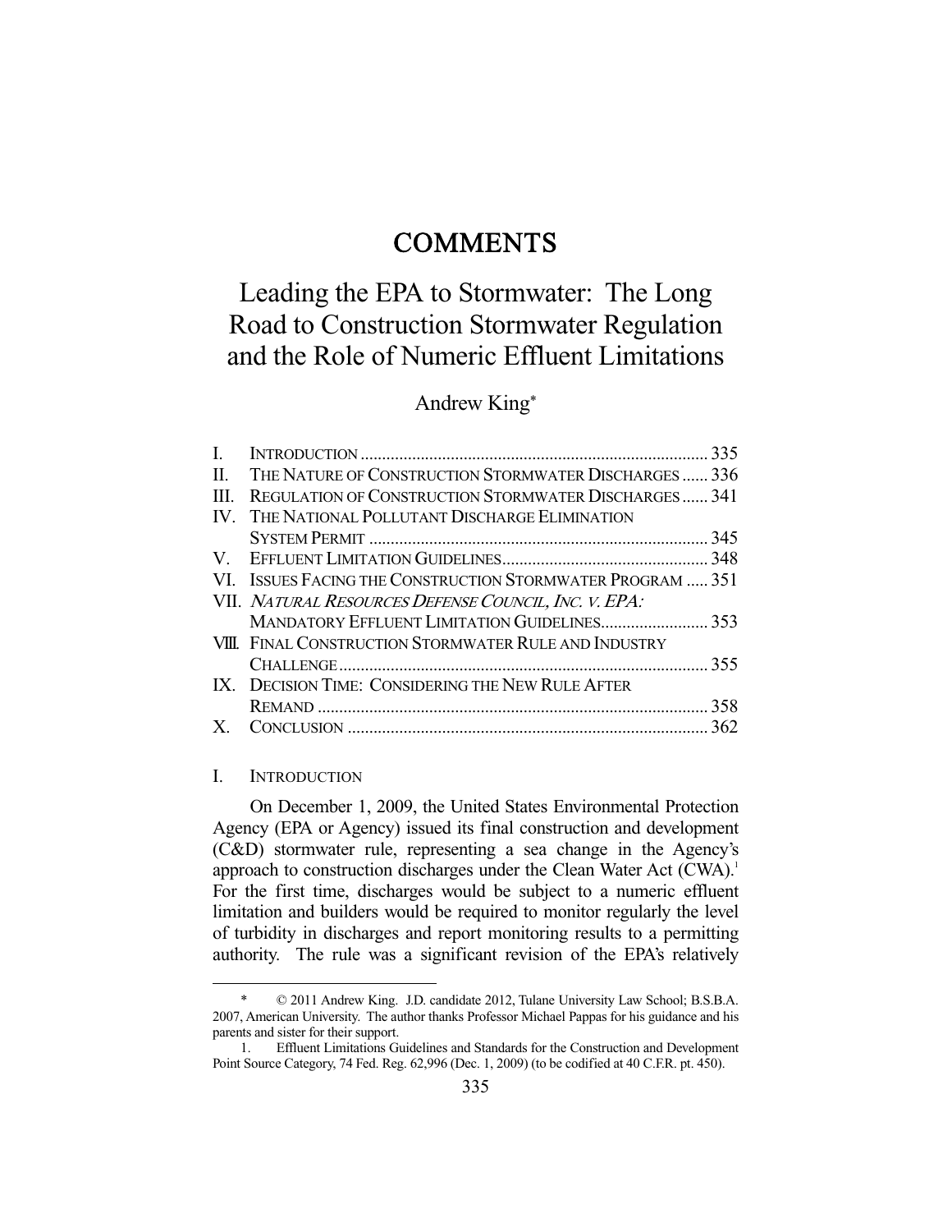# COMMENTS

# Leading the EPA to Stormwater: The Long Road to Construction Stormwater Regulation and the Role of Numeric Effluent Limitations

Andrew King*

| | | |
|---|---|---|
| I. | INTRODUCTION | 335 |
| II. | THE NATURE OF CONSTRUCTION STORMWATER DISCHARGES | 336 |
| III. | REGULATION OF CONSTRUCTION STORMWATER DISCHARGES | 341 |
| IV. | THE NATIONAL POLLUTANT DISCHARGE ELIMINATION SYSTEM PERMIT | 345 |
| V. | EFFLUENT LIMITATION GUIDELINES | 348 |
| VI. | ISSUES FACING THE CONSTRUCTION STORMWATER PROGRAM | 351 |
| VII. | *NATURAL RESOURCES DEFENSE COUNCIL, INC. V. EPA:* MANDATORY EFFLUENT LIMITATION GUIDELINES | 353 |
| VIII. | FINAL CONSTRUCTION STORMWATER RULE AND INDUSTRY CHALLENGE | 355 |
| IX. | DECISION TIME: CONSIDERING THE NEW RULE AFTER REMAND | 358 |
| X. | CONCLUSION | 362 |

## I. INTRODUCTION

On December 1, 2009, the United States Environmental Protection Agency (EPA or Agency) issued its final construction and development (C&D) stormwater rule, representing a sea change in the Agency's approach to construction discharges under the Clean Water Act (CWA).[1] For the first time, discharges would be subject to a numeric effluent limitation and builders would be required to monitor regularly the level of turbidity in discharges and report monitoring results to a permitting authority. The rule was a significant revision of the EPA's relatively

---

\* © 2011 Andrew King. J.D. candidate 2012, Tulane University Law School; B.S.B.A. 2007, American University. The author thanks Professor Michael Pappas for his guidance and his parents and sister for their support.

1. Effluent Limitations Guidelines and Standards for the Construction and Development Point Source Category, 74 Fed. Reg. 62,996 (Dec. 1, 2009) (to be codified at 40 C.F.R. pt. 450).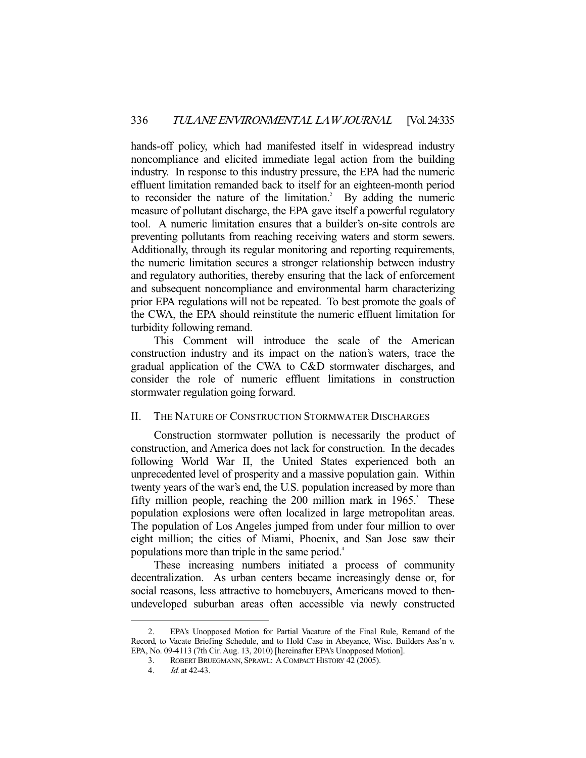hands-off policy, which had manifested itself in widespread industry noncompliance and elicited immediate legal action from the building industry. In response to this industry pressure, the EPA had the numeric effluent limitation remanded back to itself for an eighteen-month period to reconsider the nature of the limitation.[2] By adding the numeric measure of pollutant discharge, the EPA gave itself a powerful regulatory tool. A numeric limitation ensures that a builder's on-site controls are preventing pollutants from reaching receiving waters and storm sewers. Additionally, through its regular monitoring and reporting requirements, the numeric limitation secures a stronger relationship between industry and regulatory authorities, thereby ensuring that the lack of enforcement and subsequent noncompliance and environmental harm characterizing prior EPA regulations will not be repeated. To best promote the goals of the CWA, the EPA should reinstitute the numeric effluent limitation for turbidity following remand.

This Comment will introduce the scale of the American construction industry and its impact on the nation's waters, trace the gradual application of the CWA to C&D stormwater discharges, and consider the role of numeric effluent limitations in construction stormwater regulation going forward.

## II. THE NATURE OF CONSTRUCTION STORMWATER DISCHARGES

Construction stormwater pollution is necessarily the product of construction, and America does not lack for construction. In the decades following World War II, the United States experienced both an unprecedented level of prosperity and a massive population gain. Within twenty years of the war's end, the U.S. population increased by more than fifty million people, reaching the 200 million mark in 1965.[3] These population explosions were often localized in large metropolitan areas. The population of Los Angeles jumped from under four million to over eight million; the cities of Miami, Phoenix, and San Jose saw their populations more than triple in the same period.[4]

These increasing numbers initiated a process of community decentralization. As urban centers became increasingly dense or, for social reasons, less attractive to homebuyers, Americans moved to then-undeveloped suburban areas often accessible via newly constructed

---

2. EPA's Unopposed Motion for Partial Vacature of the Final Rule, Remand of the Record, to Vacate Briefing Schedule, and to Hold Case in Abeyance, Wisc. Builders Ass'n v. EPA, No. 09-4113 (7th Cir. Aug. 13, 2010) [hereinafter EPA's Unopposed Motion].

3. ROBERT BRUEGMANN, SPRAWL: A COMPACT HISTORY 42 (2005).

4. *Id.* at 42-43.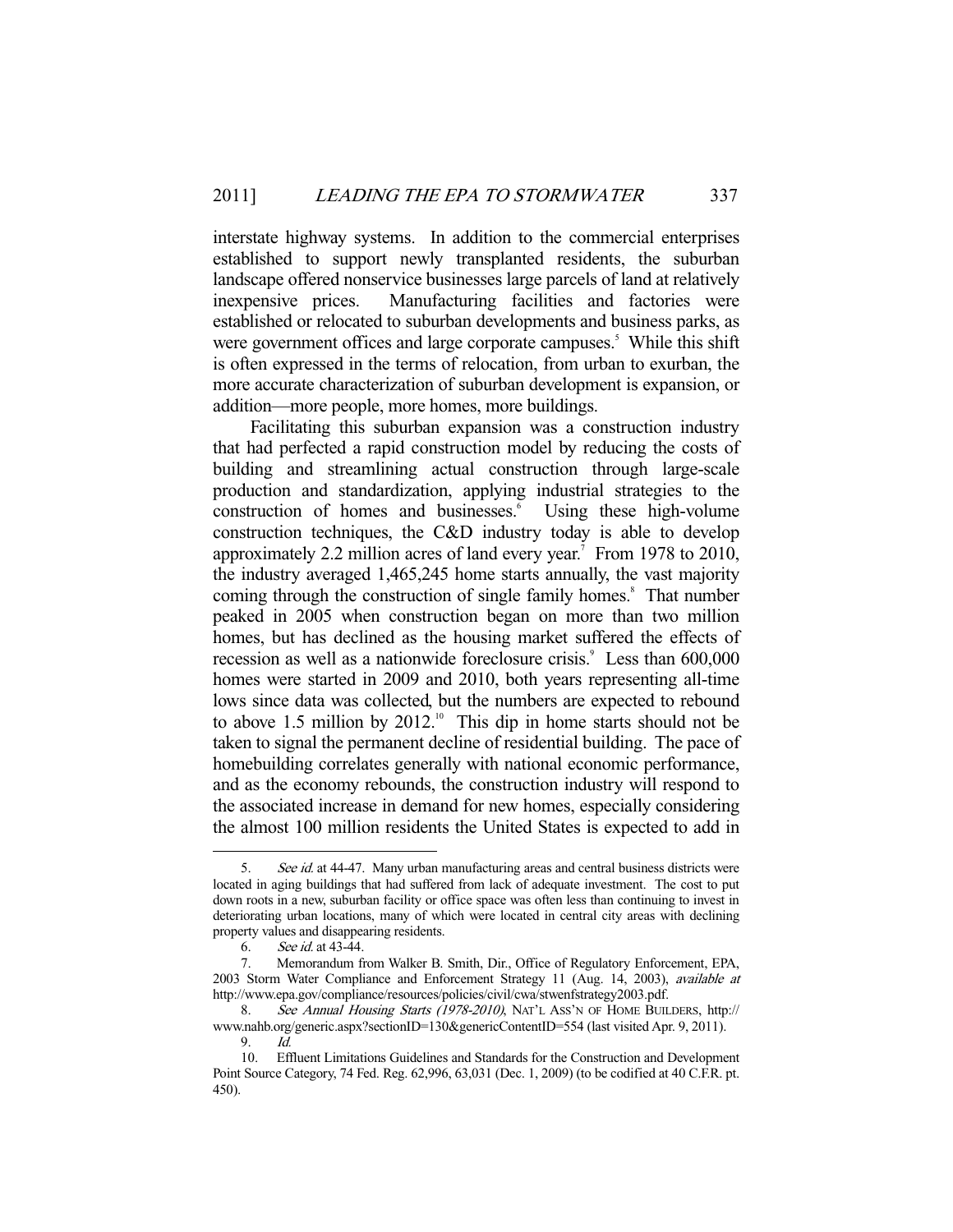interstate highway systems. In addition to the commercial enterprises established to support newly transplanted residents, the suburban landscape offered nonservice businesses large parcels of land at relatively inexpensive prices. Manufacturing facilities and factories were established or relocated to suburban developments and business parks, as were government offices and large corporate campuses.[5] While this shift is often expressed in the terms of relocation, from urban to exurban, the more accurate characterization of suburban development is expansion, or addition—more people, more homes, more buildings.

Facilitating this suburban expansion was a construction industry that had perfected a rapid construction model by reducing the costs of building and streamlining actual construction through large-scale production and standardization, applying industrial strategies to the construction of homes and businesses.[6] Using these high-volume construction techniques, the C&D industry today is able to develop approximately 2.2 million acres of land every year.[7] From 1978 to 2010, the industry averaged 1,465,245 home starts annually, the vast majority coming through the construction of single family homes.[8] That number peaked in 2005 when construction began on more than two million homes, but has declined as the housing market suffered the effects of recession as well as a nationwide foreclosure crisis.[9] Less than 600,000 homes were started in 2009 and 2010, both years representing all-time lows since data was collected, but the numbers are expected to rebound to above 1.5 million by 2012.[10] This dip in home starts should not be taken to signal the permanent decline of residential building. The pace of homebuilding correlates generally with national economic performance, and as the economy rebounds, the construction industry will respond to the associated increase in demand for new homes, especially considering the almost 100 million residents the United States is expected to add in

5. *See id.* at 44-47. Many urban manufacturing areas and central business districts were located in aging buildings that had suffered from lack of adequate investment. The cost to put down roots in a new, suburban facility or office space was often less than continuing to invest in deteriorating urban locations, many of which were located in central city areas with declining property values and disappearing residents.

6. *See id.* at 43-44.

7. Memorandum from Walker B. Smith, Dir., Office of Regulatory Enforcement, EPA, 2003 Storm Water Compliance and Enforcement Strategy 11 (Aug. 14, 2003), *available at* http://www.epa.gov/compliance/resources/policies/civil/cwa/stwenfstrategy2003.pdf.

8. *See Annual Housing Starts (1978-2010)*, NAT'L ASS'N OF HOME BUILDERS, http://www.nahb.org/generic.aspx?sectionID=130&genericContentID=554 (last visited Apr. 9, 2011).

9. *Id.*

10. Effluent Limitations Guidelines and Standards for the Construction and Development Point Source Category, 74 Fed. Reg. 62,996, 63,031 (Dec. 1, 2009) (to be codified at 40 C.F.R. pt. 450).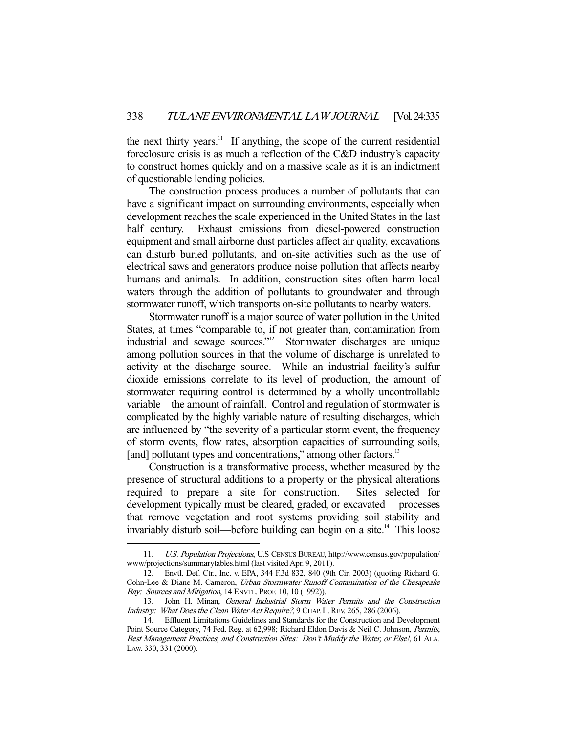the next thirty years.[11] If anything, the scope of the current residential foreclosure crisis is as much a reflection of the C&D industry's capacity to construct homes quickly and on a massive scale as it is an indictment of questionable lending policies.

The construction process produces a number of pollutants that can have a significant impact on surrounding environments, especially when development reaches the scale experienced in the United States in the last half century. Exhaust emissions from diesel-powered construction equipment and small airborne dust particles affect air quality, excavations can disturb buried pollutants, and on-site activities such as the use of electrical saws and generators produce noise pollution that affects nearby humans and animals. In addition, construction sites often harm local waters through the addition of pollutants to groundwater and through stormwater runoff, which transports on-site pollutants to nearby waters.

Stormwater runoff is a major source of water pollution in the United States, at times "comparable to, if not greater than, contamination from industrial and sewage sources."[12] Stormwater discharges are unique among pollution sources in that the volume of discharge is unrelated to activity at the discharge source. While an industrial facility's sulfur dioxide emissions correlate to its level of production, the amount of stormwater requiring control is determined by a wholly uncontrollable variable—the amount of rainfall. Control and regulation of stormwater is complicated by the highly variable nature of resulting discharges, which are influenced by "the severity of a particular storm event, the frequency of storm events, flow rates, absorption capacities of surrounding soils, [and] pollutant types and concentrations," among other factors.[13]

Construction is a transformative process, whether measured by the presence of structural additions to a property or the physical alterations required to prepare a site for construction. Sites selected for development typically must be cleared, graded, or excavated— processes that remove vegetation and root systems providing soil stability and invariably disturb soil—before building can begin on a site.[14] This loose

---

11. *U.S. Population Projections*, U.S CENSUS BUREAU, http://www.census.gov/population/www/projections/summarytables.html (last visited Apr. 9, 2011).

12. Envtl. Def. Ctr., Inc. v. EPA, 344 F.3d 832, 840 (9th Cir. 2003) (quoting Richard G. Cohn-Lee & Diane M. Cameron, *Urban Stormwater Runoff Contamination of the Chesapeake Bay: Sources and Mitigation*, 14 ENVTL. PROF. 10, 10 (1992)).

13. John H. Minan, *General Industrial Storm Water Permits and the Construction Industry: What Does the Clean Water Act Require?*, 9 CHAP. L. REV. 265, 286 (2006).

14. Effluent Limitations Guidelines and Standards for the Construction and Development Point Source Category, 74 Fed. Reg. at 62,998; Richard Eldon Davis & Neil C. Johnson, *Permits, Best Management Practices, and Construction Sites: Don't Muddy the Water, or Else!*, 61 ALA. LAW. 330, 331 (2000).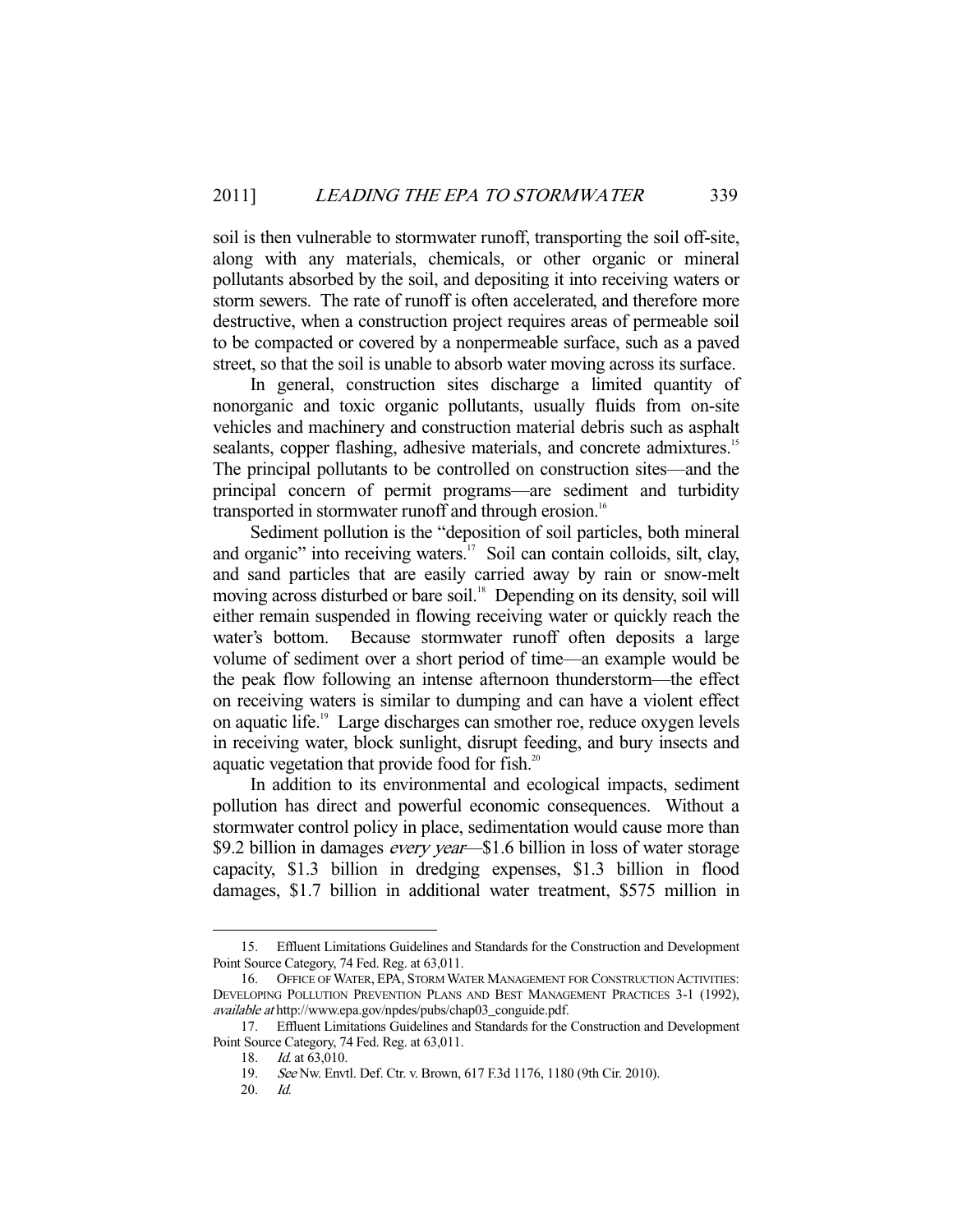soil is then vulnerable to stormwater runoff, transporting the soil off-site, along with any materials, chemicals, or other organic or mineral pollutants absorbed by the soil, and depositing it into receiving waters or storm sewers. The rate of runoff is often accelerated, and therefore more destructive, when a construction project requires areas of permeable soil to be compacted or covered by a nonpermeable surface, such as a paved street, so that the soil is unable to absorb water moving across its surface.

In general, construction sites discharge a limited quantity of nonorganic and toxic organic pollutants, usually fluids from on-site vehicles and machinery and construction material debris such as asphalt sealants, copper flashing, adhesive materials, and concrete admixtures.[15] The principal pollutants to be controlled on construction sites—and the principal concern of permit programs—are sediment and turbidity transported in stormwater runoff and through erosion.[16]

Sediment pollution is the "deposition of soil particles, both mineral and organic" into receiving waters.[17] Soil can contain colloids, silt, clay, and sand particles that are easily carried away by rain or snow-melt moving across disturbed or bare soil.[18] Depending on its density, soil will either remain suspended in flowing receiving water or quickly reach the water's bottom. Because stormwater runoff often deposits a large volume of sediment over a short period of time—an example would be the peak flow following an intense afternoon thunderstorm—the effect on receiving waters is similar to dumping and can have a violent effect on aquatic life.[19] Large discharges can smother roe, reduce oxygen levels in receiving water, block sunlight, disrupt feeding, and bury insects and aquatic vegetation that provide food for fish.[20]

In addition to its environmental and ecological impacts, sediment pollution has direct and powerful economic consequences. Without a stormwater control policy in place, sedimentation would cause more than $9.2 billion in damages *every year*—$1.6 billion in loss of water storage capacity, $1.3 billion in dredging expenses, $1.3 billion in flood damages, $1.7 billion in additional water treatment, $575 million in

---

15. Effluent Limitations Guidelines and Standards for the Construction and Development Point Source Category, 74 Fed. Reg. at 63,011.

16. OFFICE OF WATER, EPA, STORM WATER MANAGEMENT FOR CONSTRUCTION ACTIVITIES: DEVELOPING POLLUTION PREVENTION PLANS AND BEST MANAGEMENT PRACTICES 3-1 (1992), *available at* http://www.epa.gov/npdes/pubs/chap03_conguide.pdf.

17. Effluent Limitations Guidelines and Standards for the Construction and Development Point Source Category, 74 Fed. Reg. at 63,011.

18. *Id.* at 63,010.

19. *See* Nw. Envtl. Def. Ctr. v. Brown, 617 F.3d 1176, 1180 (9th Cir. 2010).

20. *Id.*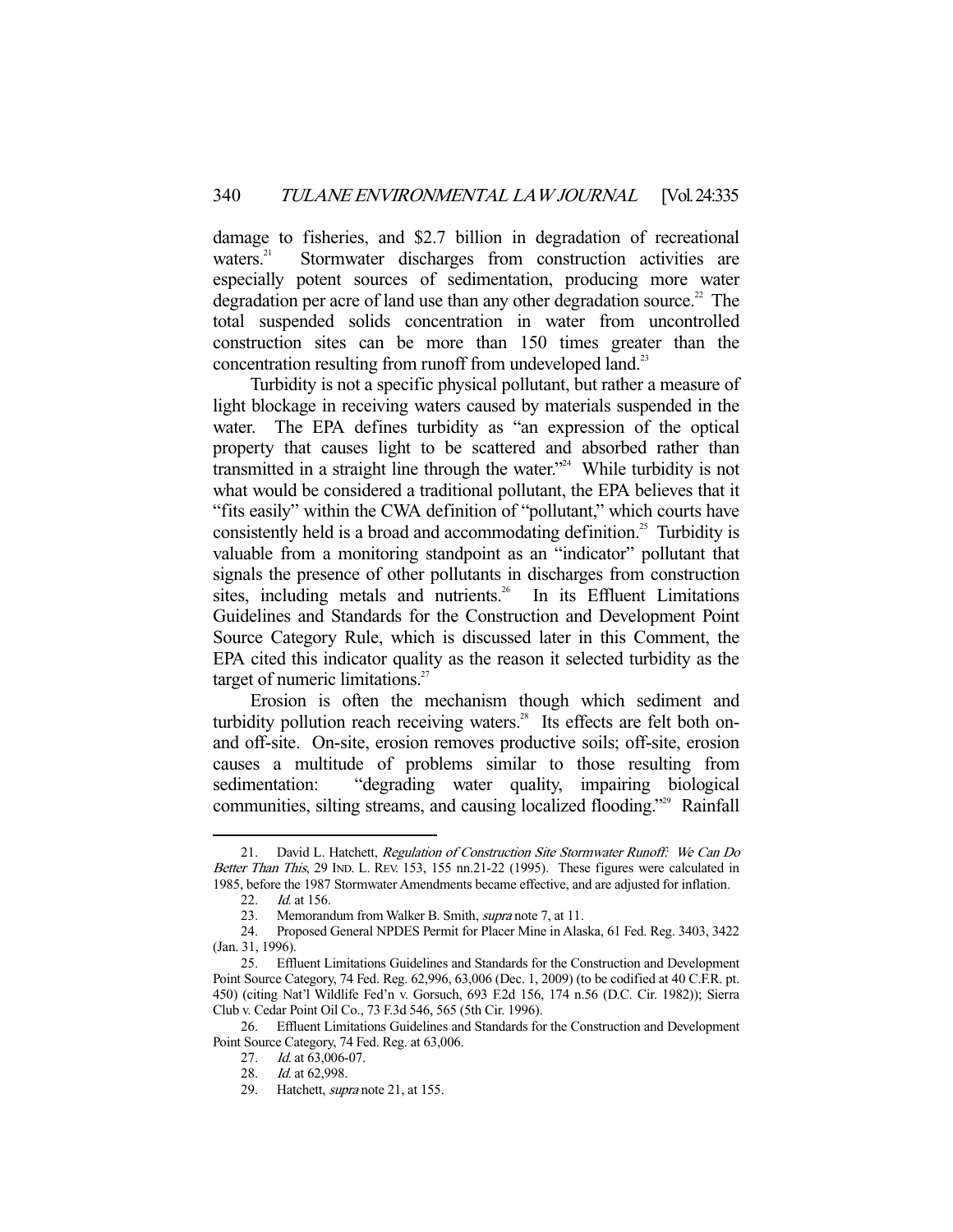damage to fisheries, and $2.7 billion in degradation of recreational waters.[21] Stormwater discharges from construction activities are especially potent sources of sedimentation, producing more water degradation per acre of land use than any other degradation source.[22] The total suspended solids concentration in water from uncontrolled construction sites can be more than 150 times greater than the concentration resulting from runoff from undeveloped land.[23]

Turbidity is not a specific physical pollutant, but rather a measure of light blockage in receiving waters caused by materials suspended in the water. The EPA defines turbidity as "an expression of the optical property that causes light to be scattered and absorbed rather than transmitted in a straight line through the water."[24] While turbidity is not what would be considered a traditional pollutant, the EPA believes that it "fits easily" within the CWA definition of "pollutant," which courts have consistently held is a broad and accommodating definition.[25] Turbidity is valuable from a monitoring standpoint as an "indicator" pollutant that signals the presence of other pollutants in discharges from construction sites, including metals and nutrients.[26] In its Effluent Limitations Guidelines and Standards for the Construction and Development Point Source Category Rule, which is discussed later in this Comment, the EPA cited this indicator quality as the reason it selected turbidity as the target of numeric limitations.[27]

Erosion is often the mechanism though which sediment and turbidity pollution reach receiving waters.[28] Its effects are felt both on- and off-site. On-site, erosion removes productive soils; off-site, erosion causes a multitude of problems similar to those resulting from sedimentation: "degrading water quality, impairing biological communities, silting streams, and causing localized flooding."[29] Rainfall

---

21. David L. Hatchett, *Regulation of Construction Site Stormwater Runoff: We Can Do Better Than This*, 29 IND. L. REV. 153, 155 nn.21-22 (1995). These figures were calculated in 1985, before the 1987 Stormwater Amendments became effective, and are adjusted for inflation.

22. *Id.* at 156.

23. Memorandum from Walker B. Smith, *supra* note 7, at 11.

24. Proposed General NPDES Permit for Placer Mine in Alaska, 61 Fed. Reg. 3403, 3422 (Jan. 31, 1996).

25. Effluent Limitations Guidelines and Standards for the Construction and Development Point Source Category, 74 Fed. Reg. 62,996, 63,006 (Dec. 1, 2009) (to be codified at 40 C.F.R. pt. 450) (citing Nat'l Wildlife Fed'n v. Gorsuch, 693 F.2d 156, 174 n.56 (D.C. Cir. 1982)); Sierra Club v. Cedar Point Oil Co., 73 F.3d 546, 565 (5th Cir. 1996).

26. Effluent Limitations Guidelines and Standards for the Construction and Development Point Source Category, 74 Fed. Reg. at 63,006.

27. *Id.* at 63,006-07.

28. *Id.* at 62,998.

29. Hatchett, *supra* note 21, at 155.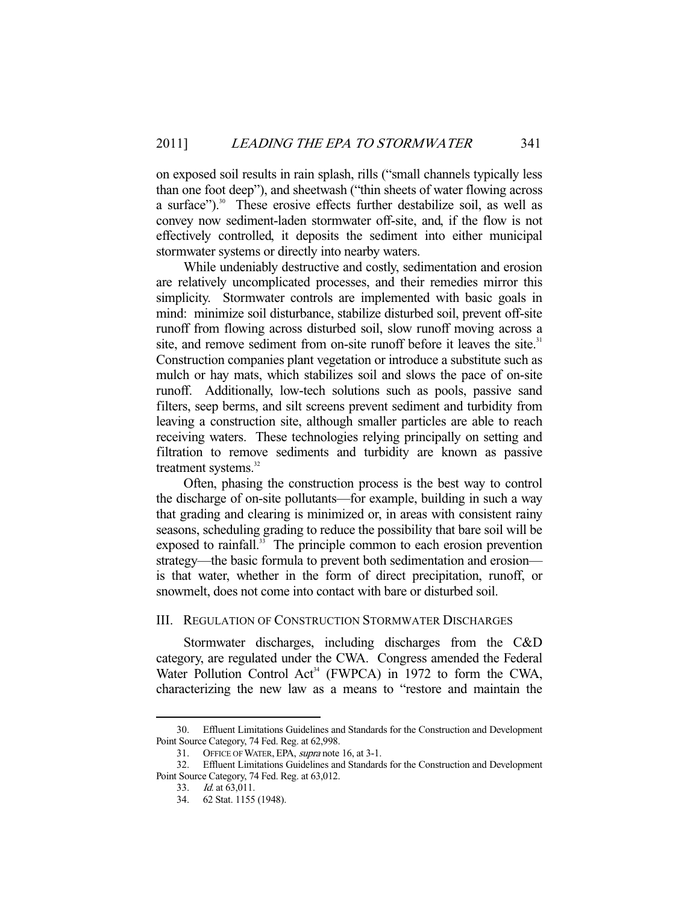on exposed soil results in rain splash, rills ("small channels typically less than one foot deep"), and sheetwash ("thin sheets of water flowing across a surface").[30] These erosive effects further destabilize soil, as well as convey now sediment-laden stormwater off-site, and, if the flow is not effectively controlled, it deposits the sediment into either municipal stormwater systems or directly into nearby waters.

While undeniably destructive and costly, sedimentation and erosion are relatively uncomplicated processes, and their remedies mirror this simplicity. Stormwater controls are implemented with basic goals in mind: minimize soil disturbance, stabilize disturbed soil, prevent off-site runoff from flowing across disturbed soil, slow runoff moving across a site, and remove sediment from on-site runoff before it leaves the site.[31] Construction companies plant vegetation or introduce a substitute such as mulch or hay mats, which stabilizes soil and slows the pace of on-site runoff. Additionally, low-tech solutions such as pools, passive sand filters, seep berms, and silt screens prevent sediment and turbidity from leaving a construction site, although smaller particles are able to reach receiving waters. These technologies relying principally on setting and filtration to remove sediments and turbidity are known as passive treatment systems.[32]

Often, phasing the construction process is the best way to control the discharge of on-site pollutants—for example, building in such a way that grading and clearing is minimized or, in areas with consistent rainy seasons, scheduling grading to reduce the possibility that bare soil will be exposed to rainfall.[33] The principle common to each erosion prevention strategy—the basic formula to prevent both sedimentation and erosion—is that water, whether in the form of direct precipitation, runoff, or snowmelt, does not come into contact with bare or disturbed soil.

## III. Regulation of Construction Stormwater Discharges

Stormwater discharges, including discharges from the C&D category, are regulated under the CWA. Congress amended the Federal Water Pollution Control Act[34] (FWPCA) in 1972 to form the CWA, characterizing the new law as a means to "restore and maintain the

---

30. Effluent Limitations Guidelines and Standards for the Construction and Development Point Source Category, 74 Fed. Reg. at 62,998.

31. Office of Water, EPA, *supra* note 16, at 3-1.

32. Effluent Limitations Guidelines and Standards for the Construction and Development Point Source Category, 74 Fed. Reg. at 63,012.

33. *Id.* at 63,011.

34. 62 Stat. 1155 (1948).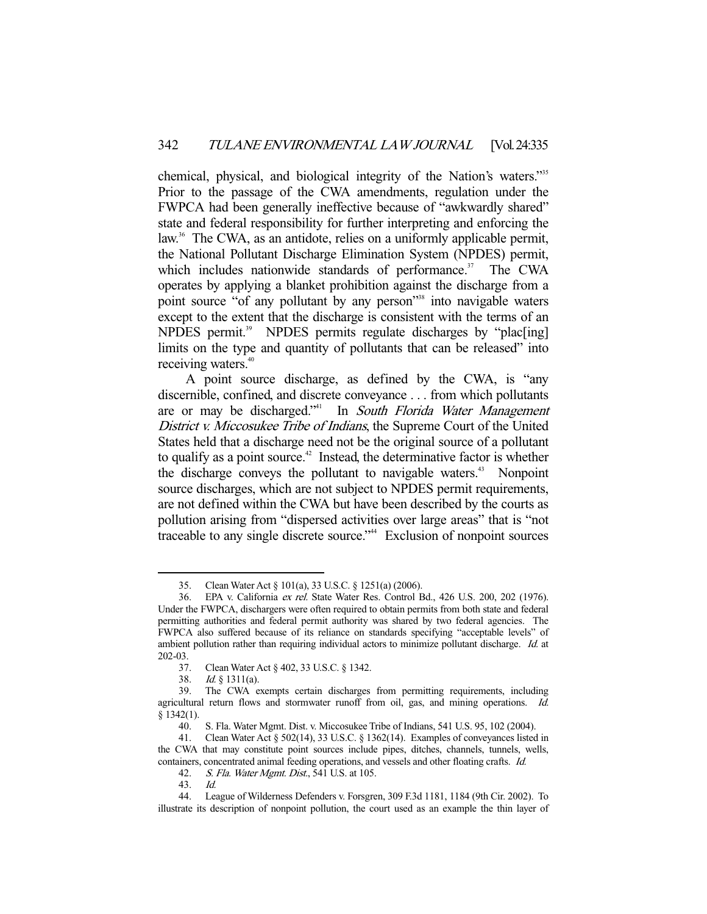chemical, physical, and biological integrity of the Nation's waters."[35] Prior to the passage of the CWA amendments, regulation under the FWPCA had been generally ineffective because of "awkwardly shared" state and federal responsibility for further interpreting and enforcing the law.[36] The CWA, as an antidote, relies on a uniformly applicable permit, the National Pollutant Discharge Elimination System (NPDES) permit, which includes nationwide standards of performance.[37] The CWA operates by applying a blanket prohibition against the discharge from a point source "of any pollutant by any person"[38] into navigable waters except to the extent that the discharge is consistent with the terms of an NPDES permit.[39] NPDES permits regulate discharges by "plac[ing] limits on the type and quantity of pollutants that can be released" into receiving waters.[40]

A point source discharge, as defined by the CWA, is "any discernible, confined, and discrete conveyance . . . from which pollutants are or may be discharged."[41] In *South Florida Water Management District v. Miccosukee Tribe of Indians*, the Supreme Court of the United States held that a discharge need not be the original source of a pollutant to qualify as a point source.[42] Instead, the determinative factor is whether the discharge conveys the pollutant to navigable waters.[43] Nonpoint source discharges, which are not subject to NPDES permit requirements, are not defined within the CWA but have been described by the courts as pollution arising from "dispersed activities over large areas" that is "not traceable to any single discrete source."[44] Exclusion of nonpoint sources

---

35. Clean Water Act § 101(a), 33 U.S.C. § 1251(a) (2006).

36. EPA v. California *ex rel.* State Water Res. Control Bd., 426 U.S. 200, 202 (1976). Under the FWPCA, dischargers were often required to obtain permits from both state and federal permitting authorities and federal permit authority was shared by two federal agencies. The FWPCA also suffered because of its reliance on standards specifying "acceptable levels" of ambient pollution rather than requiring individual actors to minimize pollutant discharge. *Id.* at 202-03.

37. Clean Water Act § 402, 33 U.S.C. § 1342.

38. *Id.* § 1311(a).

39. The CWA exempts certain discharges from permitting requirements, including agricultural return flows and stormwater runoff from oil, gas, and mining operations. *Id.* § 1342(1).

40. S. Fla. Water Mgmt. Dist. v. Miccosukee Tribe of Indians, 541 U.S. 95, 102 (2004).

41. Clean Water Act § 502(14), 33 U.S.C. § 1362(14). Examples of conveyances listed in the CWA that may constitute point sources include pipes, ditches, channels, tunnels, wells, containers, concentrated animal feeding operations, and vessels and other floating crafts. *Id.*

42. *S. Fla. Water Mgmt. Dist.*, 541 U.S. at 105.

43. *Id.*

44. League of Wilderness Defenders v. Forsgren, 309 F.3d 1181, 1184 (9th Cir. 2002). To illustrate its description of nonpoint pollution, the court used as an example the thin layer of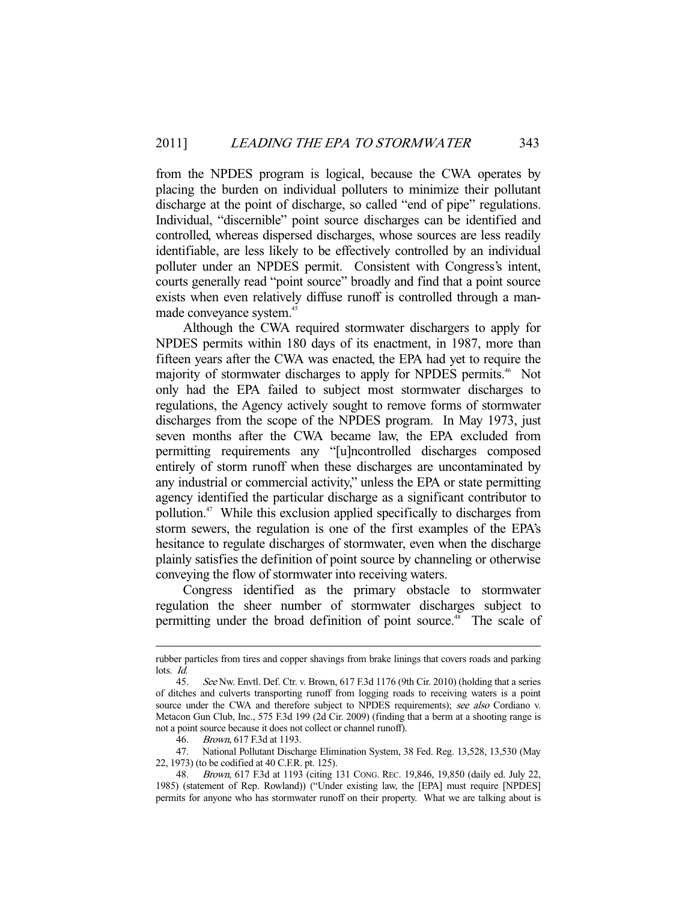from the NPDES program is logical, because the CWA operates by placing the burden on individual polluters to minimize their pollutant discharge at the point of discharge, so called "end of pipe" regulations. Individual, "discernible" point source discharges can be identified and controlled, whereas dispersed discharges, whose sources are less readily identifiable, are less likely to be effectively controlled by an individual polluter under an NPDES permit. Consistent with Congress's intent, courts generally read "point source" broadly and find that a point source exists when even relatively diffuse runoff is controlled through a man-made conveyance system.[45]

Although the CWA required stormwater dischargers to apply for NPDES permits within 180 days of its enactment, in 1987, more than fifteen years after the CWA was enacted, the EPA had yet to require the majority of stormwater discharges to apply for NPDES permits.[46] Not only had the EPA failed to subject most stormwater discharges to regulations, the Agency actively sought to remove forms of stormwater discharges from the scope of the NPDES program. In May 1973, just seven months after the CWA became law, the EPA excluded from permitting requirements any "[u]ncontrolled discharges composed entirely of storm runoff when these discharges are uncontaminated by any industrial or commercial activity," unless the EPA or state permitting agency identified the particular discharge as a significant contributor to pollution.[47] While this exclusion applied specifically to discharges from storm sewers, the regulation is one of the first examples of the EPA's hesitance to regulate discharges of stormwater, even when the discharge plainly satisfies the definition of point source by channeling or otherwise conveying the flow of stormwater into receiving waters.

Congress identified as the primary obstacle to stormwater regulation the sheer number of stormwater discharges subject to permitting under the broad definition of point source.[48] The scale of

---

rubber particles from tires and copper shavings from brake linings that covers roads and parking lots. *Id.*

45. *See* Nw. Envtl. Def. Ctr. v. Brown, 617 F.3d 1176 (9th Cir. 2010) (holding that a series of ditches and culverts transporting runoff from logging roads to receiving waters is a point source under the CWA and therefore subject to NPDES requirements); *see also* Cordiano v. Metacon Gun Club, Inc., 575 F.3d 199 (2d Cir. 2009) (finding that a berm at a shooting range is not a point source because it does not collect or channel runoff).

46. *Brown*, 617 F.3d at 1193.

47. National Pollutant Discharge Elimination System, 38 Fed. Reg. 13,528, 13,530 (May 22, 1973) (to be codified at 40 C.F.R. pt. 125).

48. *Brown*, 617 F.3d at 1193 (citing 131 CONG. REC. 19,846, 19,850 (daily ed. July 22, 1985) (statement of Rep. Rowland)) ("Under existing law, the [EPA] must require [NPDES] permits for anyone who has stormwater runoff on their property. What we are talking about is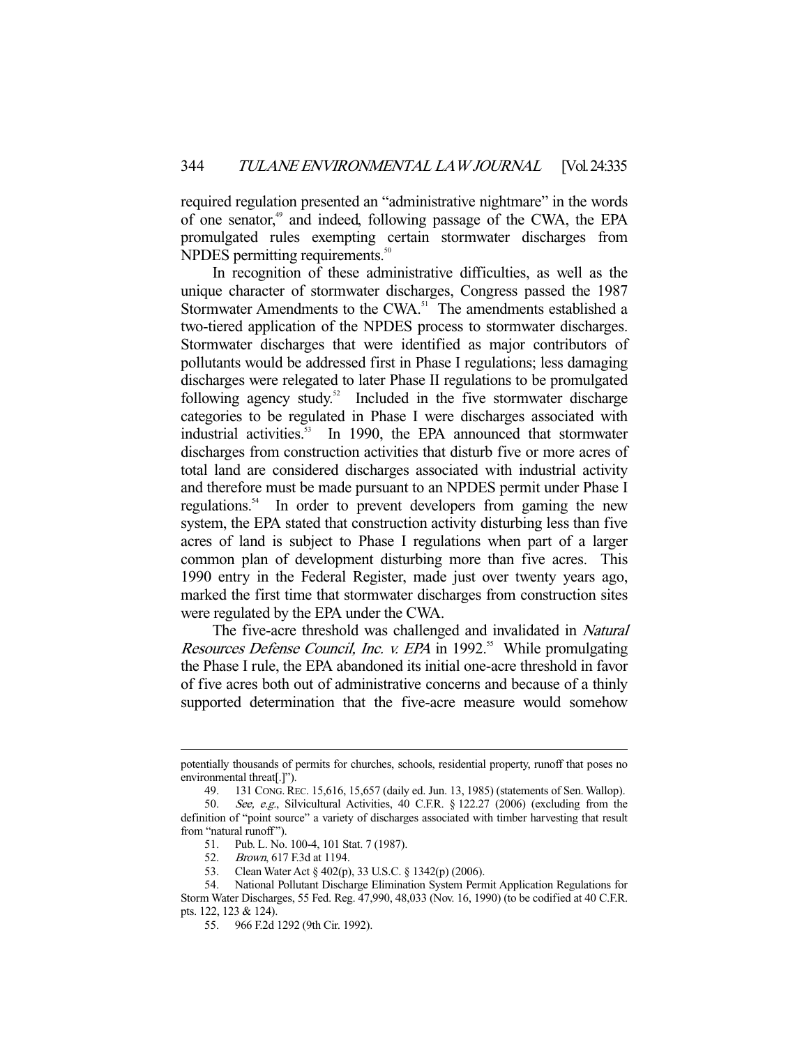required regulation presented an "administrative nightmare" in the words of one senator,[49] and indeed, following passage of the CWA, the EPA promulgated rules exempting certain stormwater discharges from NPDES permitting requirements.[50]

In recognition of these administrative difficulties, as well as the unique character of stormwater discharges, Congress passed the 1987 Stormwater Amendments to the CWA.[51] The amendments established a two-tiered application of the NPDES process to stormwater discharges. Stormwater discharges that were identified as major contributors of pollutants would be addressed first in Phase I regulations; less damaging discharges were relegated to later Phase II regulations to be promulgated following agency study.[52] Included in the five stormwater discharge categories to be regulated in Phase I were discharges associated with industrial activities.[53] In 1990, the EPA announced that stormwater discharges from construction activities that disturb five or more acres of total land are considered discharges associated with industrial activity and therefore must be made pursuant to an NPDES permit under Phase I regulations.[54] In order to prevent developers from gaming the new system, the EPA stated that construction activity disturbing less than five acres of land is subject to Phase I regulations when part of a larger common plan of development disturbing more than five acres. This 1990 entry in the Federal Register, made just over twenty years ago, marked the first time that stormwater discharges from construction sites were regulated by the EPA under the CWA.

The five-acre threshold was challenged and invalidated in *Natural Resources Defense Council, Inc. v. EPA* in 1992.[55] While promulgating the Phase I rule, the EPA abandoned its initial one-acre threshold in favor of five acres both out of administrative concerns and because of a thinly supported determination that the five-acre measure would somehow

---

potentially thousands of permits for churches, schools, residential property, runoff that poses no environmental threat[.]").

49. 131 CONG. REC. 15,616, 15,657 (daily ed. Jun. 13, 1985) (statements of Sen. Wallop).

50. *See, e.g.*, Silvicultural Activities, 40 C.F.R. § 122.27 (2006) (excluding from the definition of "point source" a variety of discharges associated with timber harvesting that result from "natural runoff").

51. Pub. L. No. 100-4, 101 Stat. 7 (1987).

52. *Brown*, 617 F.3d at 1194.

53. Clean Water Act § 402(p), 33 U.S.C. § 1342(p) (2006).

54. National Pollutant Discharge Elimination System Permit Application Regulations for Storm Water Discharges, 55 Fed. Reg. 47,990, 48,033 (Nov. 16, 1990) (to be codified at 40 C.F.R. pts. 122, 123 & 124).

55. 966 F.2d 1292 (9th Cir. 1992).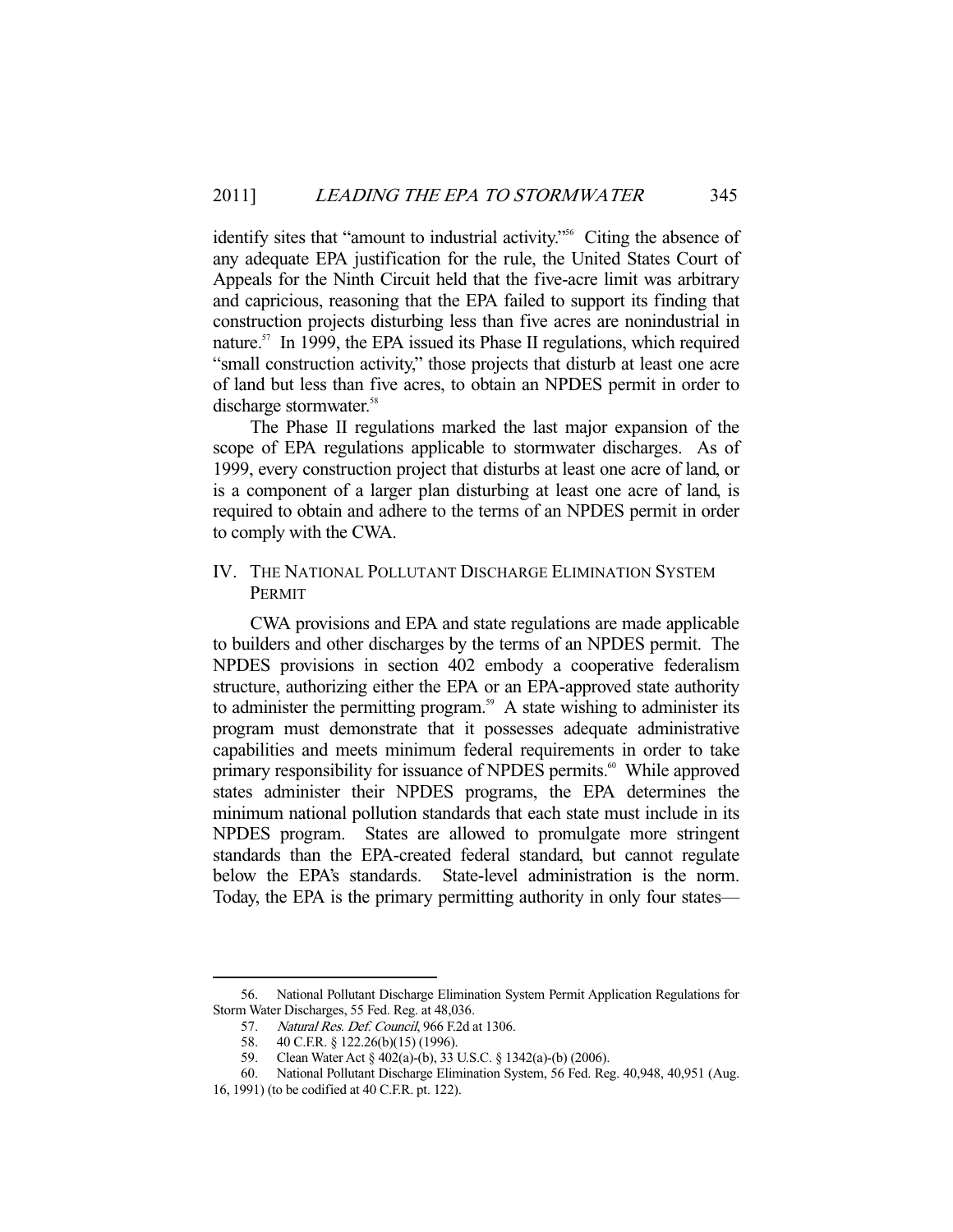identify sites that "amount to industrial activity."[56] Citing the absence of any adequate EPA justification for the rule, the United States Court of Appeals for the Ninth Circuit held that the five-acre limit was arbitrary and capricious, reasoning that the EPA failed to support its finding that construction projects disturbing less than five acres are nonindustrial in nature.[57] In 1999, the EPA issued its Phase II regulations, which required "small construction activity," those projects that disturb at least one acre of land but less than five acres, to obtain an NPDES permit in order to discharge stormwater.[58]

The Phase II regulations marked the last major expansion of the scope of EPA regulations applicable to stormwater discharges. As of 1999, every construction project that disturbs at least one acre of land, or is a component of a larger plan disturbing at least one acre of land, is required to obtain and adhere to the terms of an NPDES permit in order to comply with the CWA.

## IV. THE NATIONAL POLLUTANT DISCHARGE ELIMINATION SYSTEM PERMIT

CWA provisions and EPA and state regulations are made applicable to builders and other discharges by the terms of an NPDES permit. The NPDES provisions in section 402 embody a cooperative federalism structure, authorizing either the EPA or an EPA-approved state authority to administer the permitting program.[59] A state wishing to administer its program must demonstrate that it possesses adequate administrative capabilities and meets minimum federal requirements in order to take primary responsibility for issuance of NPDES permits.[60] While approved states administer their NPDES programs, the EPA determines the minimum national pollution standards that each state must include in its NPDES program. States are allowed to promulgate more stringent standards than the EPA-created federal standard, but cannot regulate below the EPA's standards. State-level administration is the norm. Today, the EPA is the primary permitting authority in only four states—

---

56. National Pollutant Discharge Elimination System Permit Application Regulations for Storm Water Discharges, 55 Fed. Reg. at 48,036.

57. *Natural Res. Def. Council*, 966 F.2d at 1306.

58. 40 C.F.R. § 122.26(b)(15) (1996).

59. Clean Water Act § 402(a)-(b), 33 U.S.C. § 1342(a)-(b) (2006).

60. National Pollutant Discharge Elimination System, 56 Fed. Reg. 40,948, 40,951 (Aug. 16, 1991) (to be codified at 40 C.F.R. pt. 122).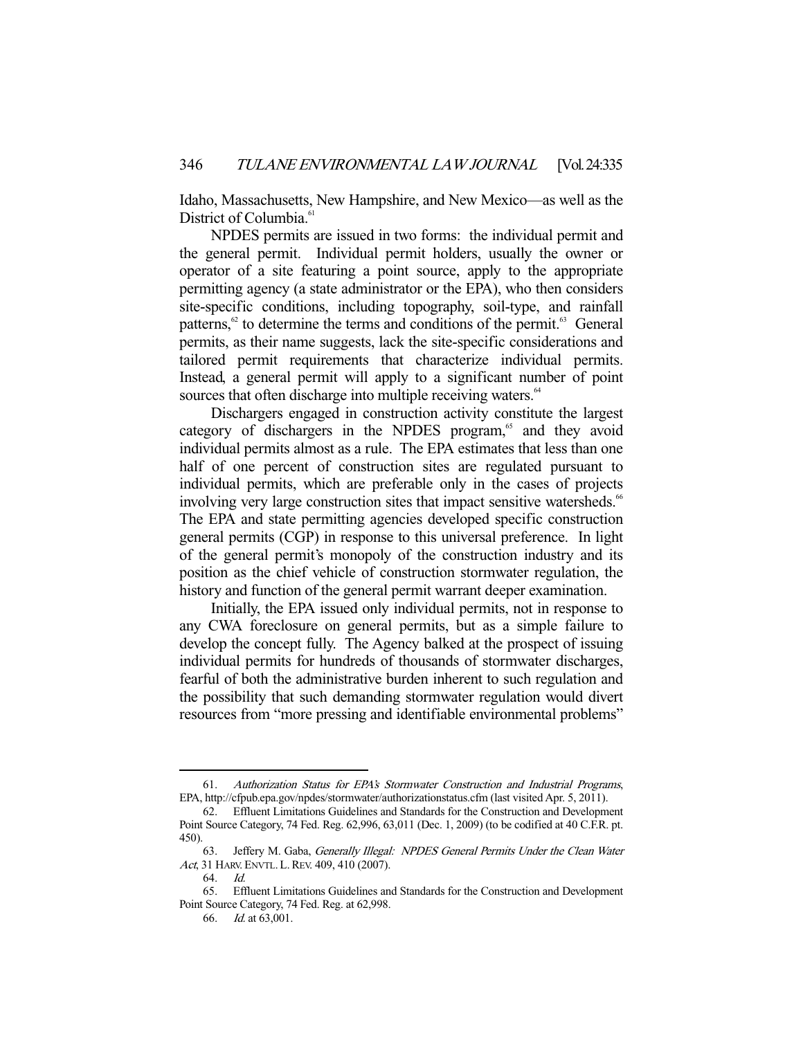Idaho, Massachusetts, New Hampshire, and New Mexico—as well as the District of Columbia.[61]

NPDES permits are issued in two forms: the individual permit and the general permit. Individual permit holders, usually the owner or operator of a site featuring a point source, apply to the appropriate permitting agency (a state administrator or the EPA), who then considers site-specific conditions, including topography, soil-type, and rainfall patterns,[62] to determine the terms and conditions of the permit.[63] General permits, as their name suggests, lack the site-specific considerations and tailored permit requirements that characterize individual permits. Instead, a general permit will apply to a significant number of point sources that often discharge into multiple receiving waters.[64]

Dischargers engaged in construction activity constitute the largest category of dischargers in the NPDES program,[65] and they avoid individual permits almost as a rule. The EPA estimates that less than one half of one percent of construction sites are regulated pursuant to individual permits, which are preferable only in the cases of projects involving very large construction sites that impact sensitive watersheds.[66] The EPA and state permitting agencies developed specific construction general permits (CGP) in response to this universal preference. In light of the general permit's monopoly of the construction industry and its position as the chief vehicle of construction stormwater regulation, the history and function of the general permit warrant deeper examination.

Initially, the EPA issued only individual permits, not in response to any CWA foreclosure on general permits, but as a simple failure to develop the concept fully. The Agency balked at the prospect of issuing individual permits for hundreds of thousands of stormwater discharges, fearful of both the administrative burden inherent to such regulation and the possibility that such demanding stormwater regulation would divert resources from "more pressing and identifiable environmental problems"

---

61. *Authorization Status for EPA's Stormwater Construction and Industrial Programs*, EPA, http://cfpub.epa.gov/npdes/stormwater/authorizationstatus.cfm (last visited Apr. 5, 2011).

62. Effluent Limitations Guidelines and Standards for the Construction and Development Point Source Category, 74 Fed. Reg. 62,996, 63,011 (Dec. 1, 2009) (to be codified at 40 C.F.R. pt. 450).

63. Jeffery M. Gaba, *Generally Illegal: NPDES General Permits Under the Clean Water Act*, 31 HARV. ENVTL. L. REV. 409, 410 (2007).

64. *Id.*

65. Effluent Limitations Guidelines and Standards for the Construction and Development Point Source Category, 74 Fed. Reg. at 62,998.

66. *Id.* at 63,001.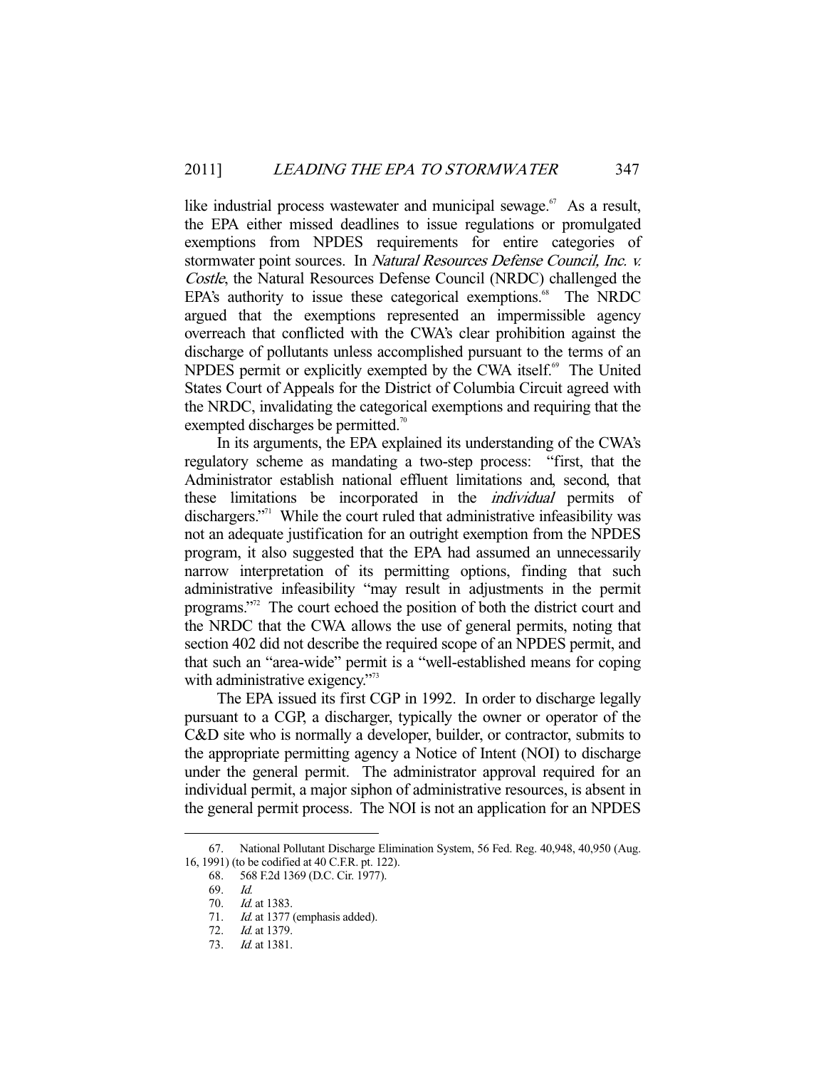like industrial process wastewater and municipal sewage.[67] As a result, the EPA either missed deadlines to issue regulations or promulgated exemptions from NPDES requirements for entire categories of stormwater point sources. In *Natural Resources Defense Council, Inc. v. Costle*, the Natural Resources Defense Council (NRDC) challenged the EPA's authority to issue these categorical exemptions.[68] The NRDC argued that the exemptions represented an impermissible agency overreach that conflicted with the CWA's clear prohibition against the discharge of pollutants unless accomplished pursuant to the terms of an NPDES permit or explicitly exempted by the CWA itself.[69] The United States Court of Appeals for the District of Columbia Circuit agreed with the NRDC, invalidating the categorical exemptions and requiring that the exempted discharges be permitted.[70]

In its arguments, the EPA explained its understanding of the CWA's regulatory scheme as mandating a two-step process: "first, that the Administrator establish national effluent limitations and, second, that these limitations be incorporated in the *individual* permits of dischargers."[71] While the court ruled that administrative infeasibility was not an adequate justification for an outright exemption from the NPDES program, it also suggested that the EPA had assumed an unnecessarily narrow interpretation of its permitting options, finding that such administrative infeasibility "may result in adjustments in the permit programs."[72] The court echoed the position of both the district court and the NRDC that the CWA allows the use of general permits, noting that section 402 did not describe the required scope of an NPDES permit, and that such an "area-wide" permit is a "well-established means for coping with administrative exigency."[73]

The EPA issued its first CGP in 1992. In order to discharge legally pursuant to a CGP, a discharger, typically the owner or operator of the C&D site who is normally a developer, builder, or contractor, submits to the appropriate permitting agency a Notice of Intent (NOI) to discharge under the general permit. The administrator approval required for an individual permit, a major siphon of administrative resources, is absent in the general permit process. The NOI is not an application for an NPDES

---

67. National Pollutant Discharge Elimination System, 56 Fed. Reg. 40,948, 40,950 (Aug. 16, 1991) (to be codified at 40 C.F.R. pt. 122).

68. 568 F.2d 1369 (D.C. Cir. 1977).

69. *Id.*

70. *Id.* at 1383.

71. *Id.* at 1377 (emphasis added).

72. *Id.* at 1379.

73. *Id.* at 1381.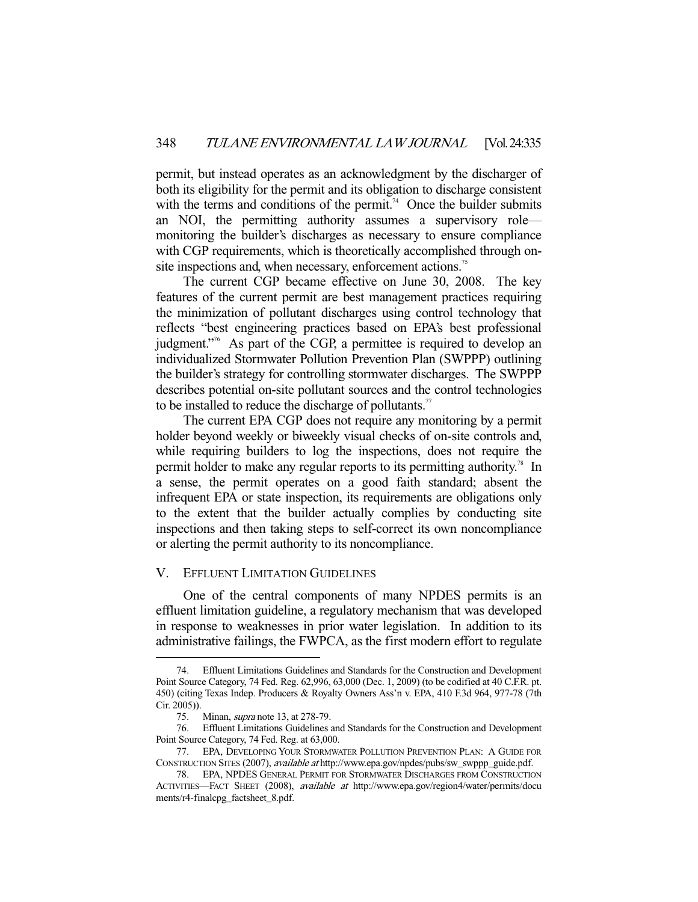permit, but instead operates as an acknowledgment by the discharger of both its eligibility for the permit and its obligation to discharge consistent with the terms and conditions of the permit.[74] Once the builder submits an NOI, the permitting authority assumes a supervisory role—monitoring the builder's discharges as necessary to ensure compliance with CGP requirements, which is theoretically accomplished through on-site inspections and, when necessary, enforcement actions.[75]

The current CGP became effective on June 30, 2008. The key features of the current permit are best management practices requiring the minimization of pollutant discharges using control technology that reflects "best engineering practices based on EPA's best professional judgment."[76] As part of the CGP, a permittee is required to develop an individualized Stormwater Pollution Prevention Plan (SWPPP) outlining the builder's strategy for controlling stormwater discharges. The SWPPP describes potential on-site pollutant sources and the control technologies to be installed to reduce the discharge of pollutants.[77]

The current EPA CGP does not require any monitoring by a permit holder beyond weekly or biweekly visual checks of on-site controls and, while requiring builders to log the inspections, does not require the permit holder to make any regular reports to its permitting authority.[78] In a sense, the permit operates on a good faith standard; absent the infrequent EPA or state inspection, its requirements are obligations only to the extent that the builder actually complies by conducting site inspections and then taking steps to self-correct its own noncompliance or alerting the permit authority to its noncompliance.

## V. Effluent Limitation Guidelines

One of the central components of many NPDES permits is an effluent limitation guideline, a regulatory mechanism that was developed in response to weaknesses in prior water legislation. In addition to its administrative failings, the FWPCA, as the first modern effort to regulate

---

74. Effluent Limitations Guidelines and Standards for the Construction and Development Point Source Category, 74 Fed. Reg. 62,996, 63,000 (Dec. 1, 2009) (to be codified at 40 C.F.R. pt. 450) (citing Texas Indep. Producers & Royalty Owners Ass'n v. EPA, 410 F.3d 964, 977-78 (7th Cir. 2005)).

75. Minan, *supra* note 13, at 278-79.

76. Effluent Limitations Guidelines and Standards for the Construction and Development Point Source Category, 74 Fed. Reg. at 63,000.

77. EPA, Developing Your Stormwater Pollution Prevention Plan: A Guide for Construction Sites (2007), *available at* http://www.epa.gov/npdes/pubs/sw_swppp_guide.pdf.

78. EPA, NPDES General Permit for Stormwater Discharges from Construction Activities—Fact Sheet (2008), *available at* http://www.epa.gov/region4/water/permits/documents/r4-finalcpg_factsheet_8.pdf.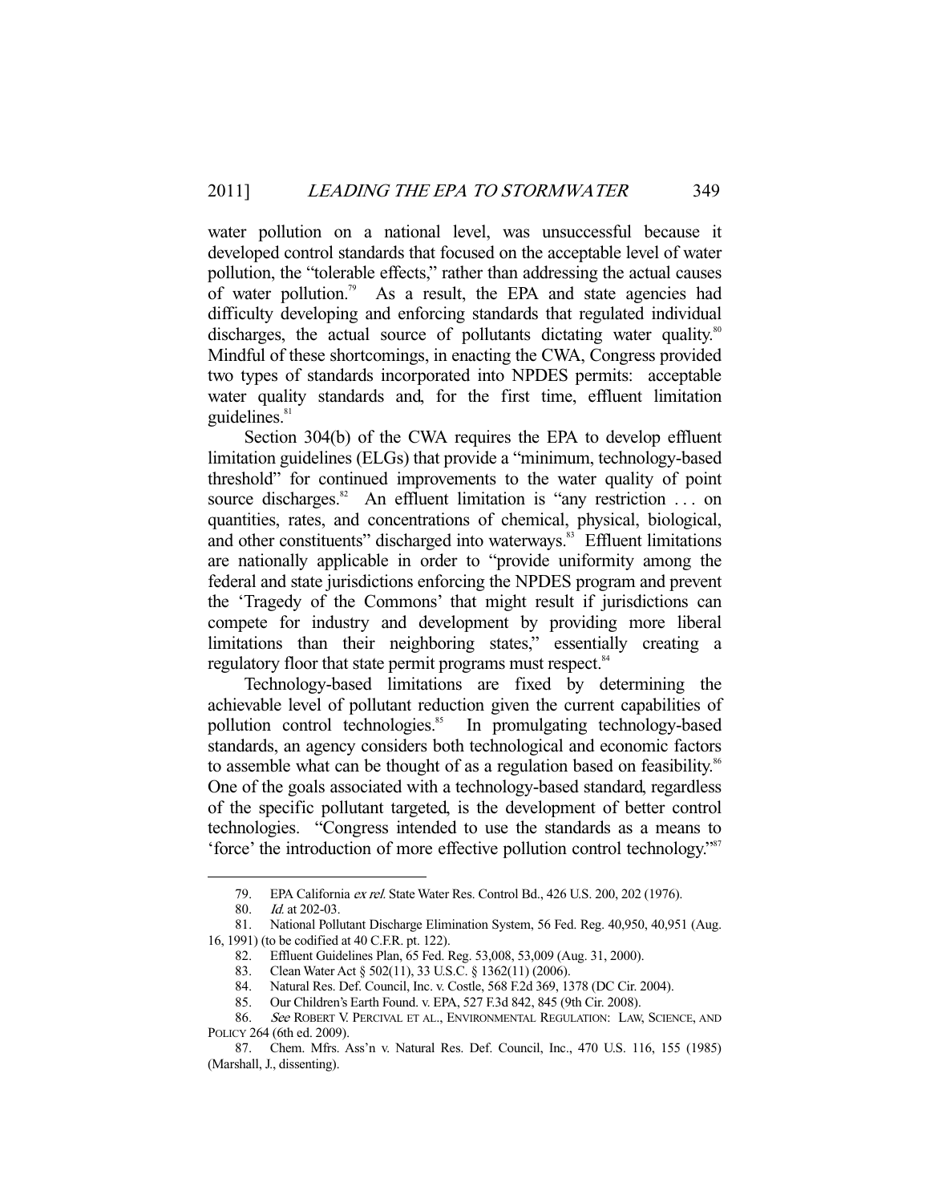water pollution on a national level, was unsuccessful because it developed control standards that focused on the acceptable level of water pollution, the "tolerable effects," rather than addressing the actual causes of water pollution.[79] As a result, the EPA and state agencies had difficulty developing and enforcing standards that regulated individual discharges, the actual source of pollutants dictating water quality.[80] Mindful of these shortcomings, in enacting the CWA, Congress provided two types of standards incorporated into NPDES permits: acceptable water quality standards and, for the first time, effluent limitation guidelines.[81]

Section 304(b) of the CWA requires the EPA to develop effluent limitation guidelines (ELGs) that provide a "minimum, technology-based threshold" for continued improvements to the water quality of point source discharges.[82] An effluent limitation is "any restriction . . . on quantities, rates, and concentrations of chemical, physical, biological, and other constituents" discharged into waterways.[83] Effluent limitations are nationally applicable in order to "provide uniformity among the federal and state jurisdictions enforcing the NPDES program and prevent the 'Tragedy of the Commons' that might result if jurisdictions can compete for industry and development by providing more liberal limitations than their neighboring states," essentially creating a regulatory floor that state permit programs must respect.[84]

Technology-based limitations are fixed by determining the achievable level of pollutant reduction given the current capabilities of pollution control technologies.[85] In promulgating technology-based standards, an agency considers both technological and economic factors to assemble what can be thought of as a regulation based on feasibility.[86] One of the goals associated with a technology-based standard, regardless of the specific pollutant targeted, is the development of better control technologies. "Congress intended to use the standards as a means to 'force' the introduction of more effective pollution control technology."[87]

---

79. EPA California *ex rel.* State Water Res. Control Bd., 426 U.S. 200, 202 (1976).

80. *Id.* at 202-03.

81. National Pollutant Discharge Elimination System, 56 Fed. Reg. 40,950, 40,951 (Aug. 16, 1991) (to be codified at 40 C.F.R. pt. 122).

82. Effluent Guidelines Plan, 65 Fed. Reg. 53,008, 53,009 (Aug. 31, 2000).

83. Clean Water Act § 502(11), 33 U.S.C. § 1362(11) (2006).

84. Natural Res. Def. Council, Inc. v. Costle, 568 F.2d 369, 1378 (DC Cir. 2004).

85. Our Children's Earth Found. v. EPA, 527 F.3d 842, 845 (9th Cir. 2008).

86. *See* ROBERT V. PERCIVAL ET AL., ENVIRONMENTAL REGULATION: LAW, SCIENCE, AND POLICY 264 (6th ed. 2009).

87. Chem. Mfrs. Ass'n v. Natural Res. Def. Council, Inc., 470 U.S. 116, 155 (1985) (Marshall, J., dissenting).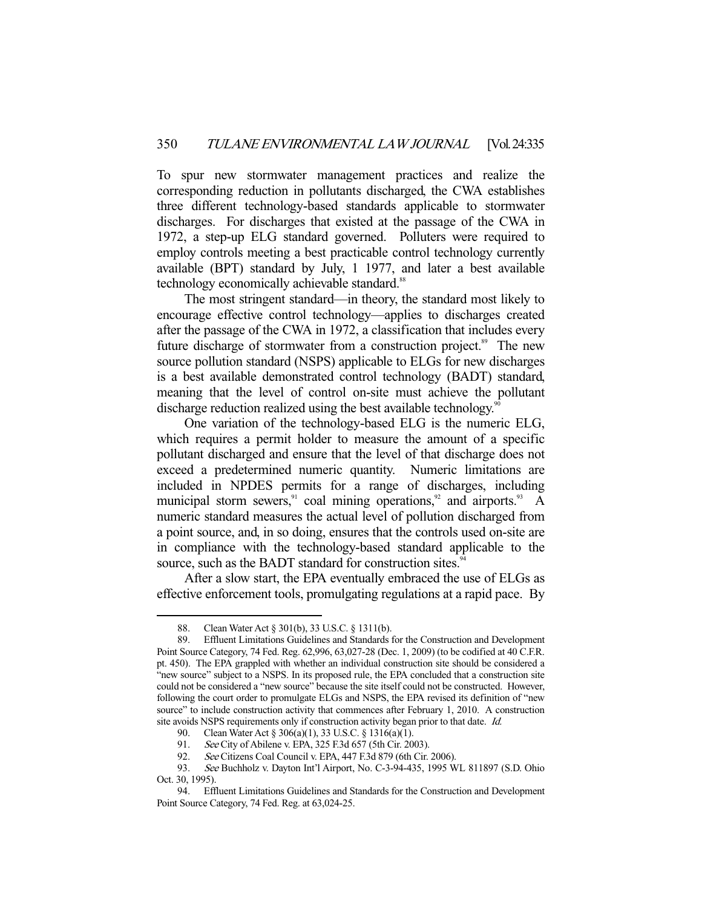To spur new stormwater management practices and realize the corresponding reduction in pollutants discharged, the CWA establishes three different technology-based standards applicable to stormwater discharges. For discharges that existed at the passage of the CWA in 1972, a step-up ELG standard governed. Polluters were required to employ controls meeting a best practicable control technology currently available (BPT) standard by July, 1 1977, and later a best available technology economically achievable standard.[88]

The most stringent standard—in theory, the standard most likely to encourage effective control technology—applies to discharges created after the passage of the CWA in 1972, a classification that includes every future discharge of stormwater from a construction project.[89] The new source pollution standard (NSPS) applicable to ELGs for new discharges is a best available demonstrated control technology (BADT) standard, meaning that the level of control on-site must achieve the pollutant discharge reduction realized using the best available technology.[90]

One variation of the technology-based ELG is the numeric ELG, which requires a permit holder to measure the amount of a specific pollutant discharged and ensure that the level of that discharge does not exceed a predetermined numeric quantity. Numeric limitations are included in NPDES permits for a range of discharges, including municipal storm sewers,[91] coal mining operations,[92] and airports.[93] A numeric standard measures the actual level of pollution discharged from a point source, and, in so doing, ensures that the controls used on-site are in compliance with the technology-based standard applicable to the source, such as the BADT standard for construction sites.[94]

After a slow start, the EPA eventually embraced the use of ELGs as effective enforcement tools, promulgating regulations at a rapid pace. By

---

88. Clean Water Act § 301(b), 33 U.S.C. § 1311(b).

89. Effluent Limitations Guidelines and Standards for the Construction and Development Point Source Category, 74 Fed. Reg. 62,996, 63,027-28 (Dec. 1, 2009) (to be codified at 40 C.F.R. pt. 450). The EPA grappled with whether an individual construction site should be considered a "new source" subject to a NSPS. In its proposed rule, the EPA concluded that a construction site could not be considered a "new source" because the site itself could not be constructed. However, following the court order to promulgate ELGs and NSPS, the EPA revised its definition of "new source" to include construction activity that commences after February 1, 2010. A construction site avoids NSPS requirements only if construction activity began prior to that date. *Id.*

90. Clean Water Act § 306(a)(1), 33 U.S.C. § 1316(a)(1).

91. *See* City of Abilene v. EPA, 325 F.3d 657 (5th Cir. 2003).

92. *See* Citizens Coal Council v. EPA, 447 F.3d 879 (6th Cir. 2006).

93. *See* Buchholz v. Dayton Int'l Airport, No. C-3-94-435, 1995 WL 811897 (S.D. Ohio Oct. 30, 1995).

94. Effluent Limitations Guidelines and Standards for the Construction and Development Point Source Category, 74 Fed. Reg. at 63,024-25.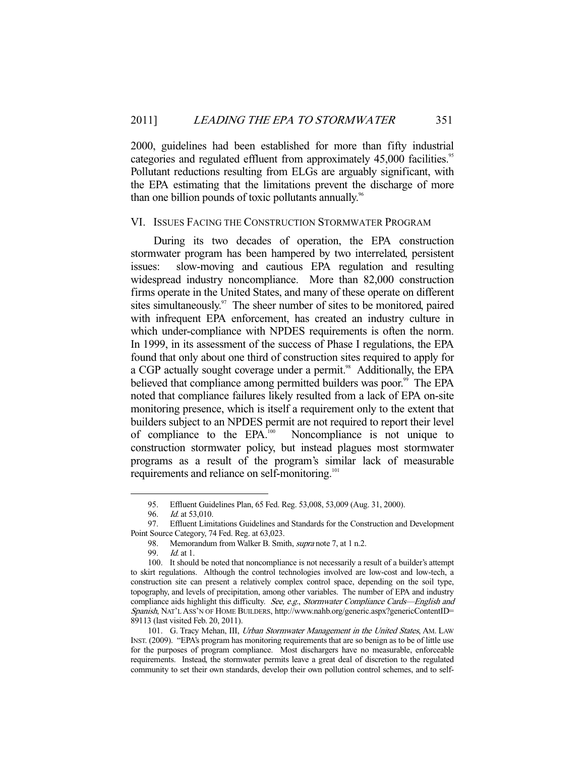2000, guidelines had been established for more than fifty industrial categories and regulated effluent from approximately 45,000 facilities.[95] Pollutant reductions resulting from ELGs are arguably significant, with the EPA estimating that the limitations prevent the discharge of more than one billion pounds of toxic pollutants annually.[96]

## VI. Issues Facing the Construction Stormwater Program

During its two decades of operation, the EPA construction stormwater program has been hampered by two interrelated, persistent issues: slow-moving and cautious EPA regulation and resulting widespread industry noncompliance. More than 82,000 construction firms operate in the United States, and many of these operate on different sites simultaneously.[97] The sheer number of sites to be monitored, paired with infrequent EPA enforcement, has created an industry culture in which under-compliance with NPDES requirements is often the norm. In 1999, in its assessment of the success of Phase I regulations, the EPA found that only about one third of construction sites required to apply for a CGP actually sought coverage under a permit.[98] Additionally, the EPA believed that compliance among permitted builders was poor.[99] The EPA noted that compliance failures likely resulted from a lack of EPA on-site monitoring presence, which is itself a requirement only to the extent that builders subject to an NPDES permit are not required to report their level of compliance to the EPA.[100] Noncompliance is not unique to construction stormwater policy, but instead plagues most stormwater programs as a result of the program's similar lack of measurable requirements and reliance on self-monitoring.[101]

---

95. Effluent Guidelines Plan, 65 Fed. Reg. 53,008, 53,009 (Aug. 31, 2000).

96. *Id.* at 53,010.

97. Effluent Limitations Guidelines and Standards for the Construction and Development Point Source Category, 74 Fed. Reg. at 63,023.

98. Memorandum from Walker B. Smith, *supra* note 7, at 1 n.2.

99. *Id.* at 1.

100. It should be noted that noncompliance is not necessarily a result of a builder's attempt to skirt regulations. Although the control technologies involved are low-cost and low-tech, a construction site can present a relatively complex control space, depending on the soil type, topography, and levels of precipitation, among other variables. The number of EPA and industry compliance aids highlight this difficulty. *See, e.g.*, *Stormwater Compliance Cards—English and Spanish*, NAT'L ASS'N OF HOME BUILDERS, http://www.nahb.org/generic.aspx?genericContentID=89113 (last visited Feb. 20, 2011).

101. G. Tracy Mehan, III, *Urban Stormwater Management in the United States*, AM. LAW INST. (2009). "EPA's program has monitoring requirements that are so benign as to be of little use for the purposes of program compliance. Most dischargers have no measurable, enforceable requirements. Instead, the stormwater permits leave a great deal of discretion to the regulated community to set their own standards, develop their own pollution control schemes, and to self-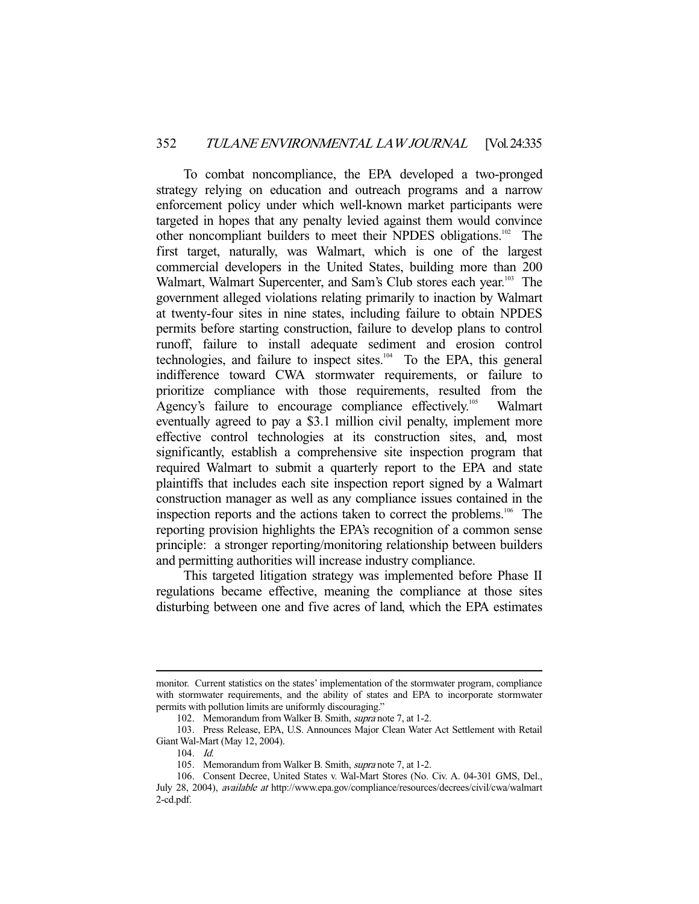To combat noncompliance, the EPA developed a two-pronged strategy relying on education and outreach programs and a narrow enforcement policy under which well-known market participants were targeted in hopes that any penalty levied against them would convince other noncompliant builders to meet their NPDES obligations.[102] The first target, naturally, was Walmart, which is one of the largest commercial developers in the United States, building more than 200 Walmart, Walmart Supercenter, and Sam's Club stores each year.[103] The government alleged violations relating primarily to inaction by Walmart at twenty-four sites in nine states, including failure to obtain NPDES permits before starting construction, failure to develop plans to control runoff, failure to install adequate sediment and erosion control technologies, and failure to inspect sites.[104] To the EPA, this general indifference toward CWA stormwater requirements, or failure to prioritize compliance with those requirements, resulted from the Agency's failure to encourage compliance effectively.[105] Walmart eventually agreed to pay a $3.1 million civil penalty, implement more effective control technologies at its construction sites, and, most significantly, establish a comprehensive site inspection program that required Walmart to submit a quarterly report to the EPA and state plaintiffs that includes each site inspection report signed by a Walmart construction manager as well as any compliance issues contained in the inspection reports and the actions taken to correct the problems.[106] The reporting provision highlights the EPA's recognition of a common sense principle: a stronger reporting/monitoring relationship between builders and permitting authorities will increase industry compliance.

This targeted litigation strategy was implemented before Phase II regulations became effective, meaning the compliance at those sites disturbing between one and five acres of land, which the EPA estimates

---

monitor. Current statistics on the states' implementation of the stormwater program, compliance with stormwater requirements, and the ability of states and EPA to incorporate stormwater permits with pollution limits are uniformly discouraging."

102. Memorandum from Walker B. Smith, *supra* note 7, at 1-2.

103. Press Release, EPA, U.S. Announces Major Clean Water Act Settlement with Retail Giant Wal-Mart (May 12, 2004).

104. *Id.*

105. Memorandum from Walker B. Smith, *supra* note 7, at 1-2.

106. Consent Decree, United States v. Wal-Mart Stores (No. Civ. A. 04-301 GMS, Del., July 28, 2004), *available at* http://www.epa.gov/compliance/resources/decrees/civil/cwa/walmart2-cd.pdf.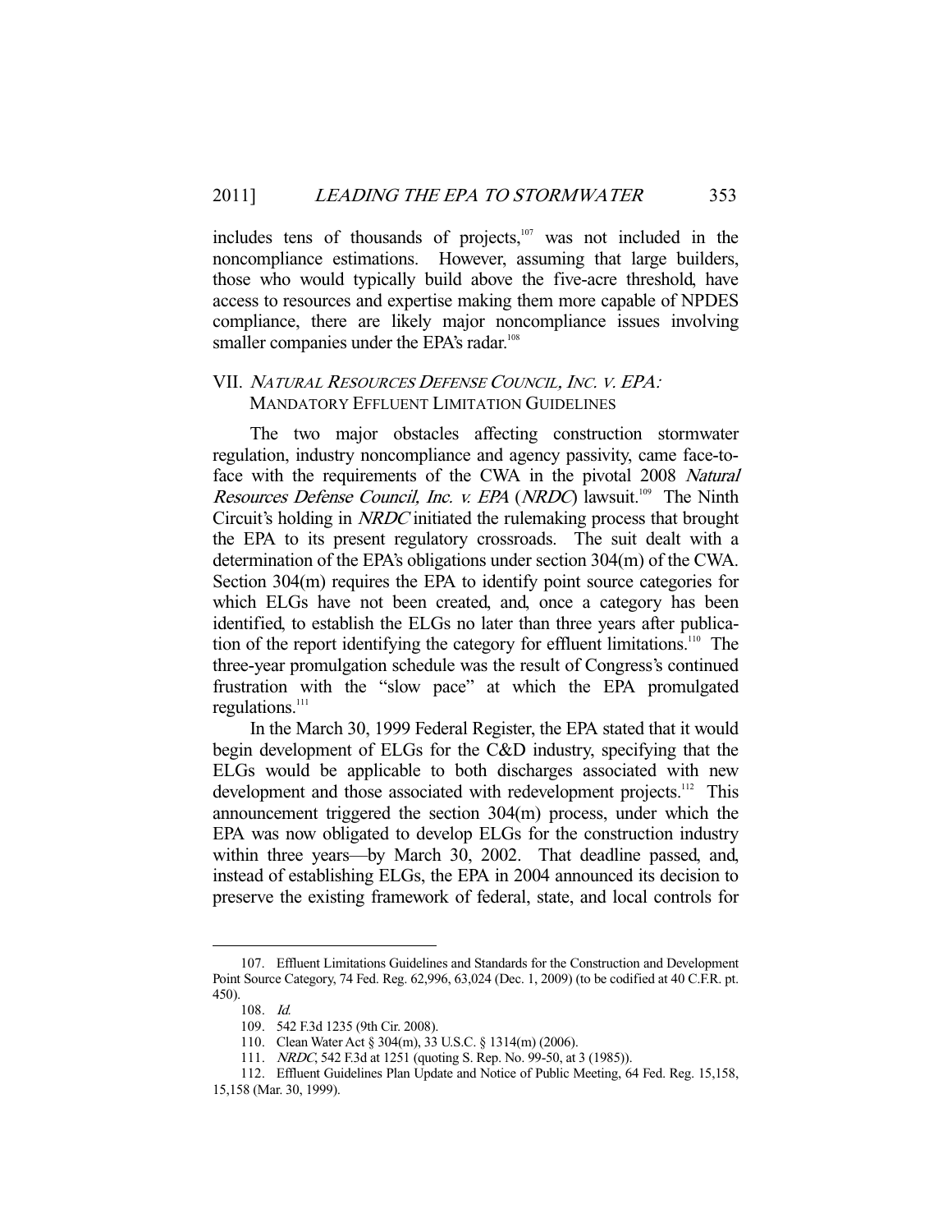includes tens of thousands of projects,[107] was not included in the noncompliance estimations. However, assuming that large builders, those who would typically build above the five-acre threshold, have access to resources and expertise making them more capable of NPDES compliance, there are likely major noncompliance issues involving smaller companies under the EPA's radar.[108]

## VII. *NATURAL RESOURCES DEFENSE COUNCIL, INC. V. EPA*: MANDATORY EFFLUENT LIMITATION GUIDELINES

The two major obstacles affecting construction stormwater regulation, industry noncompliance and agency passivity, came face-to-face with the requirements of the CWA in the pivotal 2008 *Natural Resources Defense Council, Inc. v. EPA* (*NRDC*) lawsuit.[109] The Ninth Circuit's holding in *NRDC* initiated the rulemaking process that brought the EPA to its present regulatory crossroads. The suit dealt with a determination of the EPA's obligations under section 304(m) of the CWA. Section 304(m) requires the EPA to identify point source categories for which ELGs have not been created, and, once a category has been identified, to establish the ELGs no later than three years after publication of the report identifying the category for effluent limitations.[110] The three-year promulgation schedule was the result of Congress's continued frustration with the "slow pace" at which the EPA promulgated regulations.[111]

In the March 30, 1999 Federal Register, the EPA stated that it would begin development of ELGs for the C&D industry, specifying that the ELGs would be applicable to both discharges associated with new development and those associated with redevelopment projects.[112] This announcement triggered the section 304(m) process, under which the EPA was now obligated to develop ELGs for the construction industry within three years—by March 30, 2002. That deadline passed, and, instead of establishing ELGs, the EPA in 2004 announced its decision to preserve the existing framework of federal, state, and local controls for

---

107. Effluent Limitations Guidelines and Standards for the Construction and Development Point Source Category, 74 Fed. Reg. 62,996, 63,024 (Dec. 1, 2009) (to be codified at 40 C.F.R. pt. 450).

108. *Id.*

109. 542 F.3d 1235 (9th Cir. 2008).

110. Clean Water Act § 304(m), 33 U.S.C. § 1314(m) (2006).

111. *NRDC*, 542 F.3d at 1251 (quoting S. Rep. No. 99-50, at 3 (1985)).

112. Effluent Guidelines Plan Update and Notice of Public Meeting, 64 Fed. Reg. 15,158, 15,158 (Mar. 30, 1999).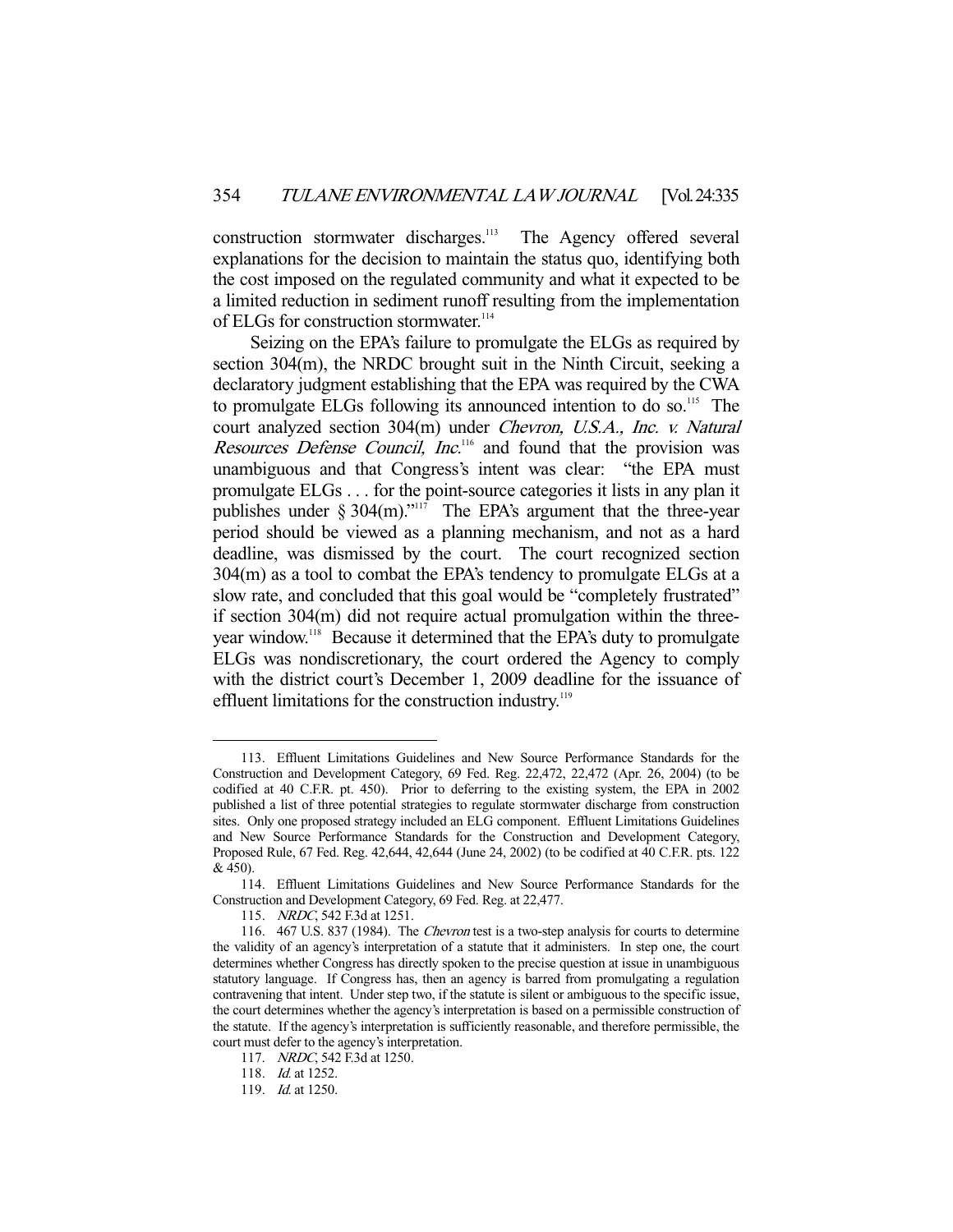construction stormwater discharges.[113] The Agency offered several explanations for the decision to maintain the status quo, identifying both the cost imposed on the regulated community and what it expected to be a limited reduction in sediment runoff resulting from the implementation of ELGs for construction stormwater.[114]

Seizing on the EPA's failure to promulgate the ELGs as required by section 304(m), the NRDC brought suit in the Ninth Circuit, seeking a declaratory judgment establishing that the EPA was required by the CWA to promulgate ELGs following its announced intention to do so.[115] The court analyzed section 304(m) under *Chevron, U.S.A., Inc. v. Natural Resources Defense Council, Inc.*[116] and found that the provision was unambiguous and that Congress's intent was clear: "the EPA must promulgate ELGs . . . for the point-source categories it lists in any plan it publishes under § 304(m)."[117] The EPA's argument that the three-year period should be viewed as a planning mechanism, and not as a hard deadline, was dismissed by the court. The court recognized section 304(m) as a tool to combat the EPA's tendency to promulgate ELGs at a slow rate, and concluded that this goal would be "completely frustrated" if section 304(m) did not require actual promulgation within the three-year window.[118] Because it determined that the EPA's duty to promulgate ELGs was nondiscretionary, the court ordered the Agency to comply with the district court's December 1, 2009 deadline for the issuance of effluent limitations for the construction industry.[119]

---

113. Effluent Limitations Guidelines and New Source Performance Standards for the Construction and Development Category, 69 Fed. Reg. 22,472, 22,472 (Apr. 26, 2004) (to be codified at 40 C.F.R. pt. 450). Prior to deferring to the existing system, the EPA in 2002 published a list of three potential strategies to regulate stormwater discharge from construction sites. Only one proposed strategy included an ELG component. Effluent Limitations Guidelines and New Source Performance Standards for the Construction and Development Category, Proposed Rule, 67 Fed. Reg. 42,644, 42,644 (June 24, 2002) (to be codified at 40 C.F.R. pts. 122 & 450).

114. Effluent Limitations Guidelines and New Source Performance Standards for the Construction and Development Category, 69 Fed. Reg. at 22,477.

115. *NRDC*, 542 F.3d at 1251.

116. 467 U.S. 837 (1984). The *Chevron* test is a two-step analysis for courts to determine the validity of an agency's interpretation of a statute that it administers. In step one, the court determines whether Congress has directly spoken to the precise question at issue in unambiguous statutory language. If Congress has, then an agency is barred from promulgating a regulation contravening that intent. Under step two, if the statute is silent or ambiguous to the specific issue, the court determines whether the agency's interpretation is based on a permissible construction of the statute. If the agency's interpretation is sufficiently reasonable, and therefore permissible, the court must defer to the agency's interpretation.

117. *NRDC*, 542 F.3d at 1250.

118. *Id.* at 1252.

119. *Id.* at 1250.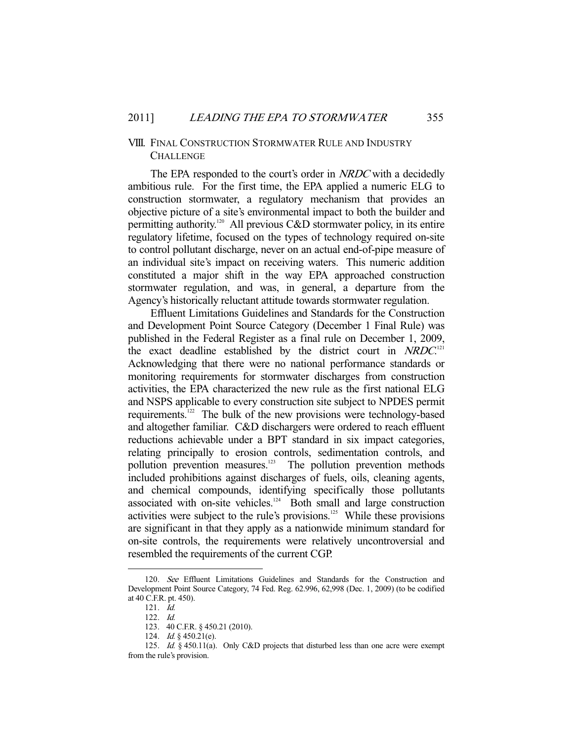## VIII. FINAL CONSTRUCTION STORMWATER RULE AND INDUSTRY CHALLENGE

The EPA responded to the court's order in *NRDC* with a decidedly ambitious rule. For the first time, the EPA applied a numeric ELG to construction stormwater, a regulatory mechanism that provides an objective picture of a site's environmental impact to both the builder and permitting authority.[120] All previous C&D stormwater policy, in its entire regulatory lifetime, focused on the types of technology required on-site to control pollutant discharge, never on an actual end-of-pipe measure of an individual site's impact on receiving waters. This numeric addition constituted a major shift in the way EPA approached construction stormwater regulation, and was, in general, a departure from the Agency's historically reluctant attitude towards stormwater regulation.

Effluent Limitations Guidelines and Standards for the Construction and Development Point Source Category (December 1 Final Rule) was published in the Federal Register as a final rule on December 1, 2009, the exact deadline established by the district court in *NRDC*.[121] Acknowledging that there were no national performance standards or monitoring requirements for stormwater discharges from construction activities, the EPA characterized the new rule as the first national ELG and NSPS applicable to every construction site subject to NPDES permit requirements.[122] The bulk of the new provisions were technology-based and altogether familiar. C&D dischargers were ordered to reach effluent reductions achievable under a BPT standard in six impact categories, relating principally to erosion controls, sedimentation controls, and pollution prevention measures.[123] The pollution prevention methods included prohibitions against discharges of fuels, oils, cleaning agents, and chemical compounds, identifying specifically those pollutants associated with on-site vehicles.[124] Both small and large construction activities were subject to the rule's provisions.[125] While these provisions are significant in that they apply as a nationwide minimum standard for on-site controls, the requirements were relatively uncontroversial and resembled the requirements of the current CGP.

---

120. *See* Effluent Limitations Guidelines and Standards for the Construction and Development Point Source Category, 74 Fed. Reg. 62.996, 62,998 (Dec. 1, 2009) (to be codified at 40 C.F.R. pt. 450).

121. *Id.*

122. *Id.*

123. 40 C.F.R. § 450.21 (2010).

124. *Id.* § 450.21(e).

125. *Id.* § 450.11(a). Only C&D projects that disturbed less than one acre were exempt from the rule's provision.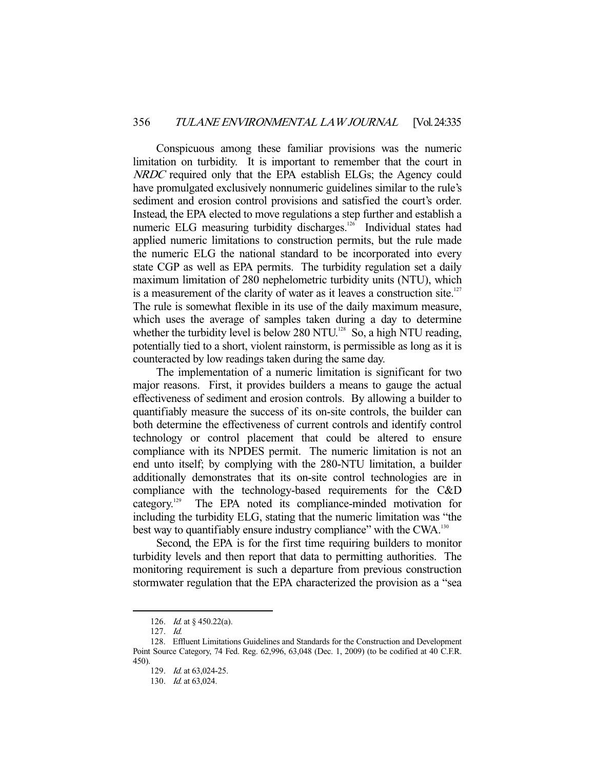Conspicuous among these familiar provisions was the numeric limitation on turbidity. It is important to remember that the court in *NRDC* required only that the EPA establish ELGs; the Agency could have promulgated exclusively nonnumeric guidelines similar to the rule's sediment and erosion control provisions and satisfied the court's order. Instead, the EPA elected to move regulations a step further and establish a numeric ELG measuring turbidity discharges.[126] Individual states had applied numeric limitations to construction permits, but the rule made the numeric ELG the national standard to be incorporated into every state CGP as well as EPA permits. The turbidity regulation set a daily maximum limitation of 280 nephelometric turbidity units (NTU), which is a measurement of the clarity of water as it leaves a construction site.[127] The rule is somewhat flexible in its use of the daily maximum measure, which uses the average of samples taken during a day to determine whether the turbidity level is below 280 NTU.[128] So, a high NTU reading, potentially tied to a short, violent rainstorm, is permissible as long as it is counteracted by low readings taken during the same day.

The implementation of a numeric limitation is significant for two major reasons. First, it provides builders a means to gauge the actual effectiveness of sediment and erosion controls. By allowing a builder to quantifiably measure the success of its on-site controls, the builder can both determine the effectiveness of current controls and identify control technology or control placement that could be altered to ensure compliance with its NPDES permit. The numeric limitation is not an end unto itself; by complying with the 280-NTU limitation, a builder additionally demonstrates that its on-site control technologies are in compliance with the technology-based requirements for the C&D category.[129] The EPA noted its compliance-minded motivation for including the turbidity ELG, stating that the numeric limitation was "the best way to quantifiably ensure industry compliance" with the CWA.[130]

Second, the EPA is for the first time requiring builders to monitor turbidity levels and then report that data to permitting authorities. The monitoring requirement is such a departure from previous construction stormwater regulation that the EPA characterized the provision as a "sea

---

126. *Id.* at § 450.22(a).

127. *Id.*

128. Effluent Limitations Guidelines and Standards for the Construction and Development Point Source Category, 74 Fed. Reg. 62,996, 63,048 (Dec. 1, 2009) (to be codified at 40 C.F.R. 450).

129. *Id.* at 63,024-25.

130. *Id.* at 63,024.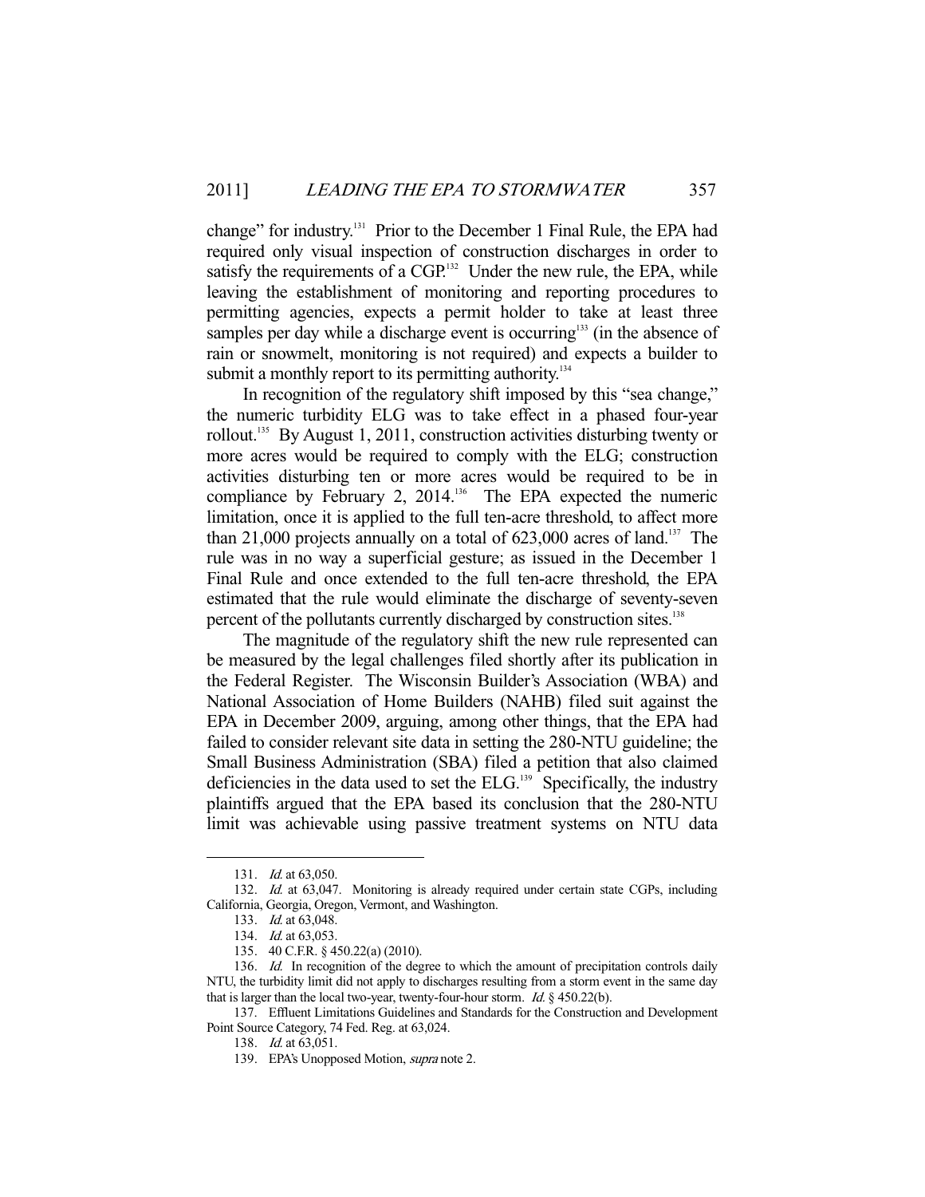change" for industry.[131] Prior to the December 1 Final Rule, the EPA had required only visual inspection of construction discharges in order to satisfy the requirements of a CGP.[132] Under the new rule, the EPA, while leaving the establishment of monitoring and reporting procedures to permitting agencies, expects a permit holder to take at least three samples per day while a discharge event is occurring[133] (in the absence of rain or snowmelt, monitoring is not required) and expects a builder to submit a monthly report to its permitting authority.[134]

In recognition of the regulatory shift imposed by this "sea change," the numeric turbidity ELG was to take effect in a phased four-year rollout.[135] By August 1, 2011, construction activities disturbing twenty or more acres would be required to comply with the ELG; construction activities disturbing ten or more acres would be required to be in compliance by February 2, 2014.[136] The EPA expected the numeric limitation, once it is applied to the full ten-acre threshold, to affect more than 21,000 projects annually on a total of 623,000 acres of land.[137] The rule was in no way a superficial gesture; as issued in the December 1 Final Rule and once extended to the full ten-acre threshold, the EPA estimated that the rule would eliminate the discharge of seventy-seven percent of the pollutants currently discharged by construction sites.[138]

The magnitude of the regulatory shift the new rule represented can be measured by the legal challenges filed shortly after its publication in the Federal Register. The Wisconsin Builder's Association (WBA) and National Association of Home Builders (NAHB) filed suit against the EPA in December 2009, arguing, among other things, that the EPA had failed to consider relevant site data in setting the 280-NTU guideline; the Small Business Administration (SBA) filed a petition that also claimed deficiencies in the data used to set the ELG.[139] Specifically, the industry plaintiffs argued that the EPA based its conclusion that the 280-NTU limit was achievable using passive treatment systems on NTU data

---

131. *Id.* at 63,050.

132. *Id.* at 63,047. Monitoring is already required under certain state CGPs, including California, Georgia, Oregon, Vermont, and Washington.

133. *Id.* at 63,048.

134. *Id.* at 63,053.

135. 40 C.F.R. § 450.22(a) (2010).

136. *Id.* In recognition of the degree to which the amount of precipitation controls daily NTU, the turbidity limit did not apply to discharges resulting from a storm event in the same day that is larger than the local two-year, twenty-four-hour storm. *Id.* § 450.22(b).

137. Effluent Limitations Guidelines and Standards for the Construction and Development Point Source Category, 74 Fed. Reg. at 63,024.

138. *Id.* at 63,051.

139. EPA's Unopposed Motion, *supra* note 2.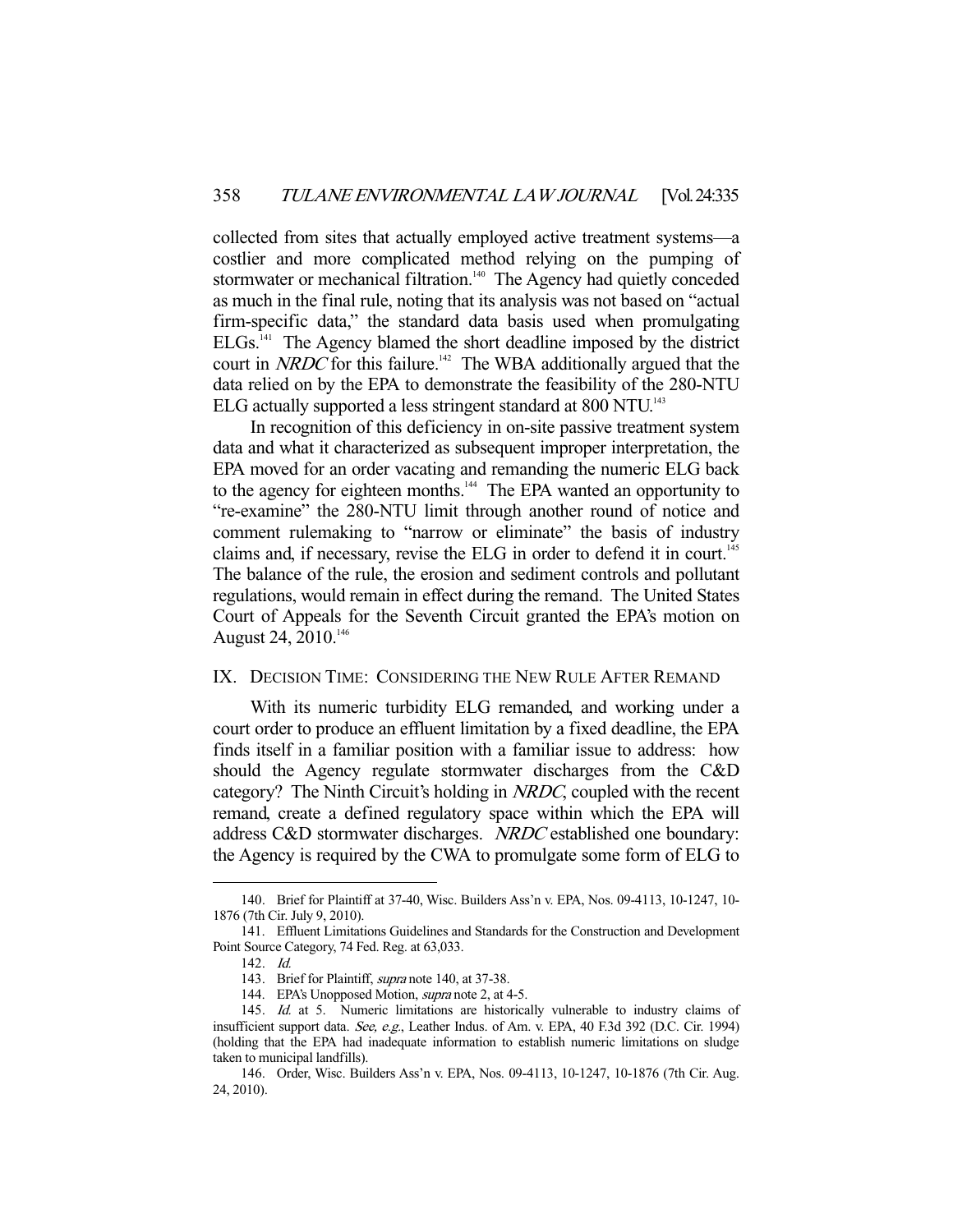collected from sites that actually employed active treatment systems—a costlier and more complicated method relying on the pumping of stormwater or mechanical filtration.[140] The Agency had quietly conceded as much in the final rule, noting that its analysis was not based on "actual firm-specific data," the standard data basis used when promulgating ELGs.[141] The Agency blamed the short deadline imposed by the district court in *NRDC* for this failure.[142] The WBA additionally argued that the data relied on by the EPA to demonstrate the feasibility of the 280-NTU ELG actually supported a less stringent standard at 800 NTU.[143]

In recognition of this deficiency in on-site passive treatment system data and what it characterized as subsequent improper interpretation, the EPA moved for an order vacating and remanding the numeric ELG back to the agency for eighteen months.[144] The EPA wanted an opportunity to "re-examine" the 280-NTU limit through another round of notice and comment rulemaking to "narrow or eliminate" the basis of industry claims and, if necessary, revise the ELG in order to defend it in court.[145] The balance of the rule, the erosion and sediment controls and pollutant regulations, would remain in effect during the remand. The United States Court of Appeals for the Seventh Circuit granted the EPA's motion on August 24, 2010.[146]

## IX. Decision Time: Considering the New Rule After Remand

With its numeric turbidity ELG remanded, and working under a court order to produce an effluent limitation by a fixed deadline, the EPA finds itself in a familiar position with a familiar issue to address: how should the Agency regulate stormwater discharges from the C&D category? The Ninth Circuit's holding in *NRDC*, coupled with the recent remand, create a defined regulatory space within which the EPA will address C&D stormwater discharges. *NRDC* established one boundary: the Agency is required by the CWA to promulgate some form of ELG to

---

140. Brief for Plaintiff at 37-40, Wisc. Builders Ass'n v. EPA, Nos. 09-4113, 10-1247, 10-1876 (7th Cir. July 9, 2010).

141. Effluent Limitations Guidelines and Standards for the Construction and Development Point Source Category, 74 Fed. Reg. at 63,033.

142. *Id.*

143. Brief for Plaintiff, *supra* note 140, at 37-38.

144. EPA's Unopposed Motion, *supra* note 2, at 4-5.

145. *Id.* at 5. Numeric limitations are historically vulnerable to industry claims of insufficient support data. *See, e.g.*, Leather Indus. of Am. v. EPA, 40 F.3d 392 (D.C. Cir. 1994) (holding that the EPA had inadequate information to establish numeric limitations on sludge taken to municipal landfills).

146. Order, Wisc. Builders Ass'n v. EPA, Nos. 09-4113, 10-1247, 10-1876 (7th Cir. Aug. 24, 2010).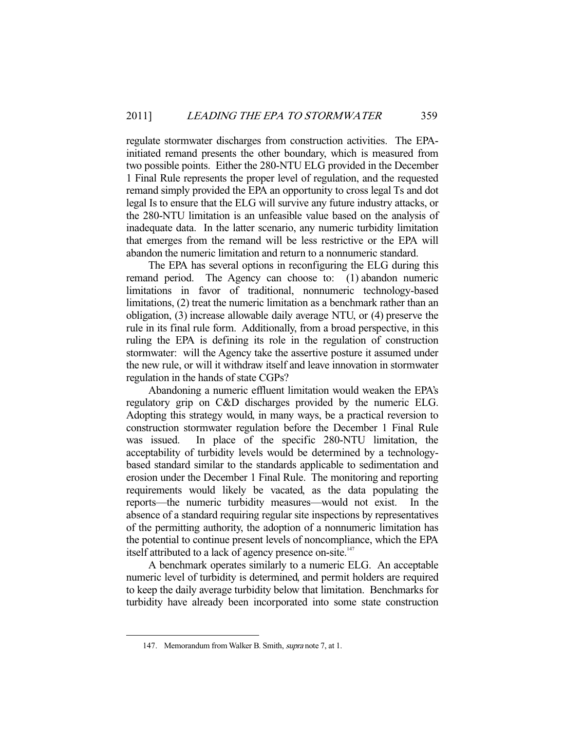regulate stormwater discharges from construction activities. The EPA-initiated remand presents the other boundary, which is measured from two possible points. Either the 280-NTU ELG provided in the December 1 Final Rule represents the proper level of regulation, and the requested remand simply provided the EPA an opportunity to cross legal Ts and dot legal Is to ensure that the ELG will survive any future industry attacks, or the 280-NTU limitation is an unfeasible value based on the analysis of inadequate data. In the latter scenario, any numeric turbidity limitation that emerges from the remand will be less restrictive or the EPA will abandon the numeric limitation and return to a nonnumeric standard.

The EPA has several options in reconfiguring the ELG during this remand period. The Agency can choose to: (1) abandon numeric limitations in favor of traditional, nonnumeric technology-based limitations, (2) treat the numeric limitation as a benchmark rather than an obligation, (3) increase allowable daily average NTU, or (4) preserve the rule in its final rule form. Additionally, from a broad perspective, in this ruling the EPA is defining its role in the regulation of construction stormwater: will the Agency take the assertive posture it assumed under the new rule, or will it withdraw itself and leave innovation in stormwater regulation in the hands of state CGPs?

Abandoning a numeric effluent limitation would weaken the EPA's regulatory grip on C&D discharges provided by the numeric ELG. Adopting this strategy would, in many ways, be a practical reversion to construction stormwater regulation before the December 1 Final Rule was issued. In place of the specific 280-NTU limitation, the acceptability of turbidity levels would be determined by a technology-based standard similar to the standards applicable to sedimentation and erosion under the December 1 Final Rule. The monitoring and reporting requirements would likely be vacated, as the data populating the reports—the numeric turbidity measures—would not exist. In the absence of a standard requiring regular site inspections by representatives of the permitting authority, the adoption of a nonnumeric limitation has the potential to continue present levels of noncompliance, which the EPA itself attributed to a lack of agency presence on-site.[147]

A benchmark operates similarly to a numeric ELG. An acceptable numeric level of turbidity is determined, and permit holders are required to keep the daily average turbidity below that limitation. Benchmarks for turbidity have already been incorporated into some state construction

147. Memorandum from Walker B. Smith, *supra* note 7, at 1.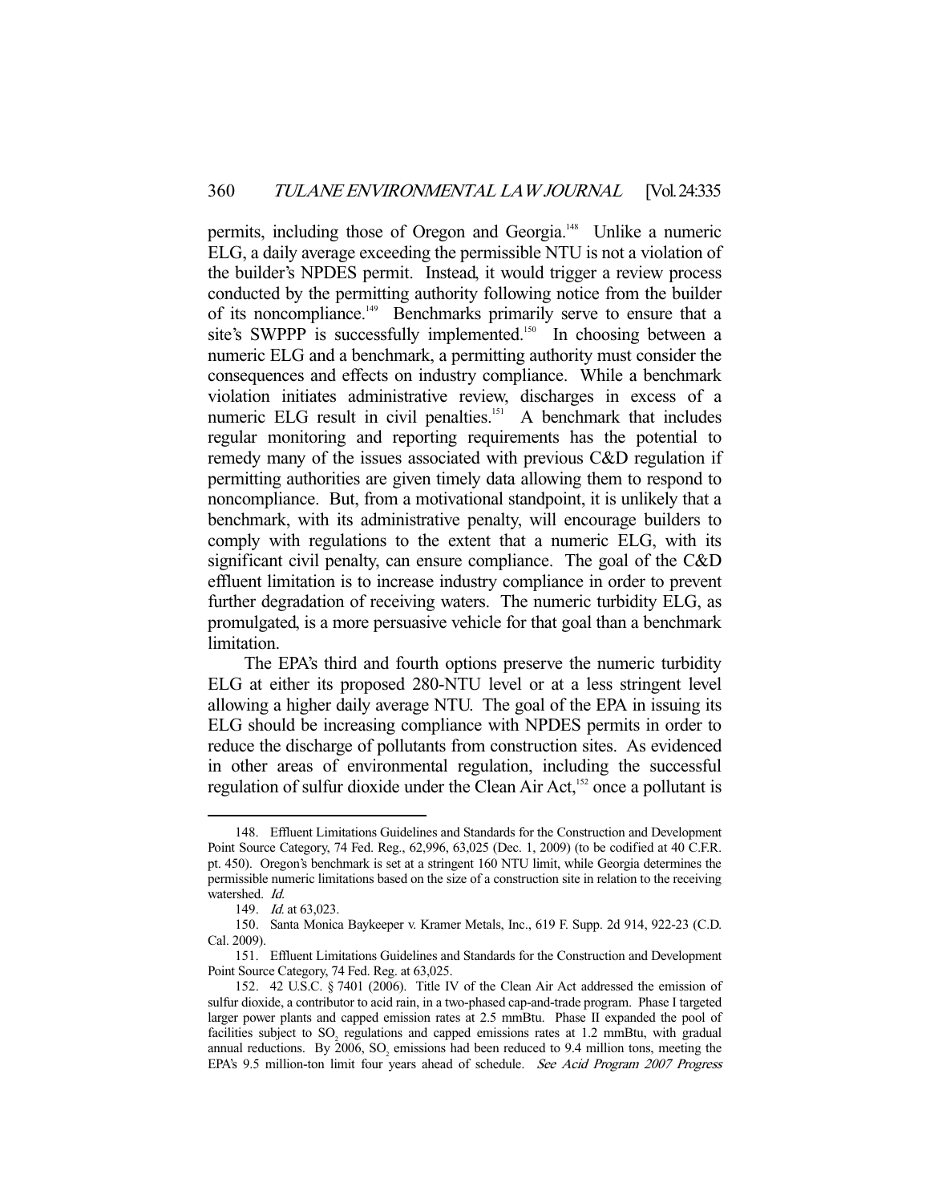permits, including those of Oregon and Georgia.[148] Unlike a numeric ELG, a daily average exceeding the permissible NTU is not a violation of the builder's NPDES permit. Instead, it would trigger a review process conducted by the permitting authority following notice from the builder of its noncompliance.[149] Benchmarks primarily serve to ensure that a site's SWPPP is successfully implemented.[150] In choosing between a numeric ELG and a benchmark, a permitting authority must consider the consequences and effects on industry compliance. While a benchmark violation initiates administrative review, discharges in excess of a numeric ELG result in civil penalties.[151] A benchmark that includes regular monitoring and reporting requirements has the potential to remedy many of the issues associated with previous C&D regulation if permitting authorities are given timely data allowing them to respond to noncompliance. But, from a motivational standpoint, it is unlikely that a benchmark, with its administrative penalty, will encourage builders to comply with regulations to the extent that a numeric ELG, with its significant civil penalty, can ensure compliance. The goal of the C&D effluent limitation is to increase industry compliance in order to prevent further degradation of receiving waters. The numeric turbidity ELG, as promulgated, is a more persuasive vehicle for that goal than a benchmark limitation.

The EPA's third and fourth options preserve the numeric turbidity ELG at either its proposed 280-NTU level or at a less stringent level allowing a higher daily average NTU. The goal of the EPA in issuing its ELG should be increasing compliance with NPDES permits in order to reduce the discharge of pollutants from construction sites. As evidenced in other areas of environmental regulation, including the successful regulation of sulfur dioxide under the Clean Air Act,[152] once a pollutant is

---

148. Effluent Limitations Guidelines and Standards for the Construction and Development Point Source Category, 74 Fed. Reg., 62,996, 63,025 (Dec. 1, 2009) (to be codified at 40 C.F.R. pt. 450). Oregon's benchmark is set at a stringent 160 NTU limit, while Georgia determines the permissible numeric limitations based on the size of a construction site in relation to the receiving watershed. *Id.*

149. *Id.* at 63,023.

150. Santa Monica Baykeeper v. Kramer Metals, Inc., 619 F. Supp. 2d 914, 922-23 (C.D. Cal. 2009).

151. Effluent Limitations Guidelines and Standards for the Construction and Development Point Source Category, 74 Fed. Reg. at 63,025.

152. 42 U.S.C. § 7401 (2006). Title IV of the Clean Air Act addressed the emission of sulfur dioxide, a contributor to acid rain, in a two-phased cap-and-trade program. Phase I targeted larger power plants and capped emission rates at 2.5 mmBtu. Phase II expanded the pool of facilities subject to $SO_2$ regulations and capped emissions rates at 1.2 mmBtu, with gradual annual reductions. By 2006, $SO_2$ emissions had been reduced to 9.4 million tons, meeting the EPA's 9.5 million-ton limit four years ahead of schedule. *See Acid Program 2007 Progress*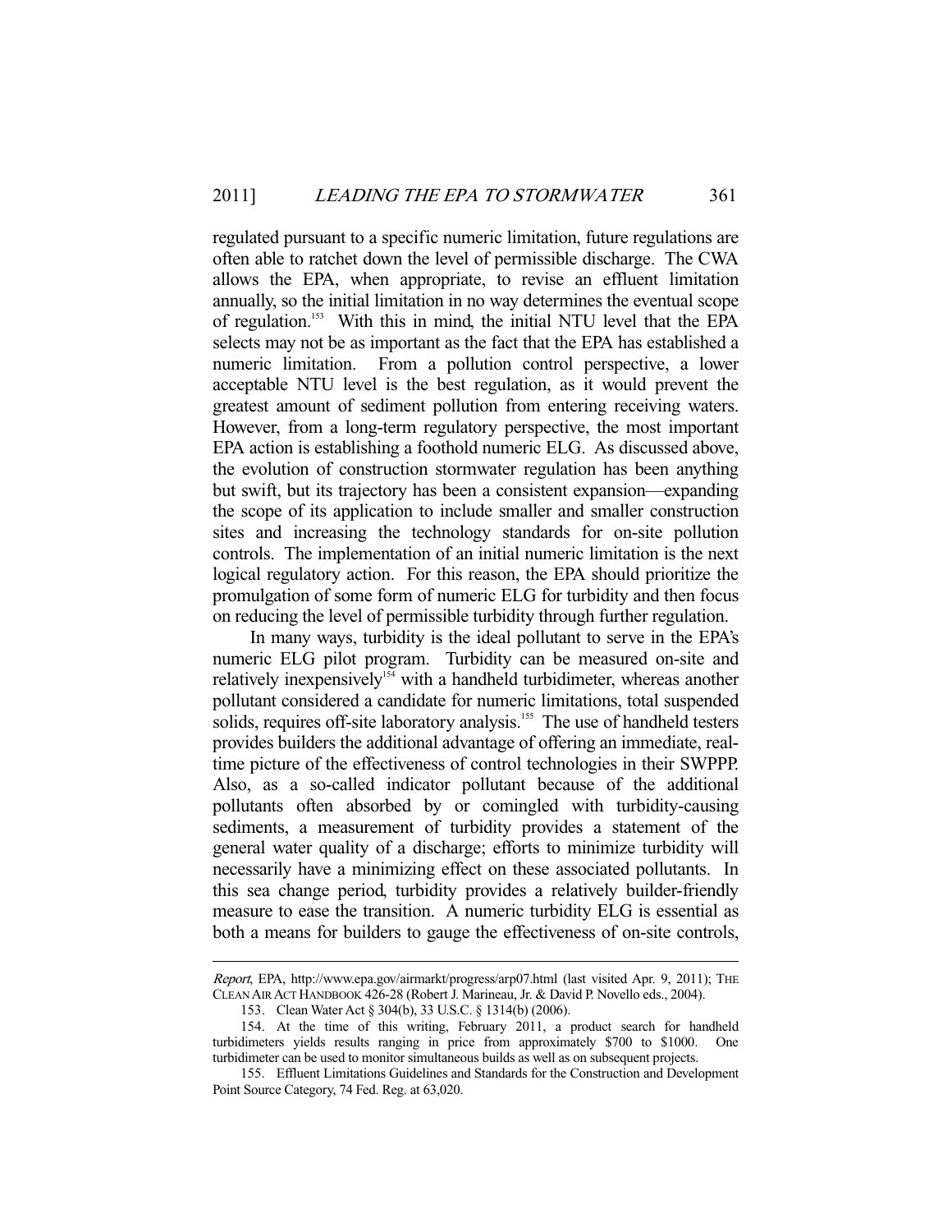regulated pursuant to a specific numeric limitation, future regulations are often able to ratchet down the level of permissible discharge. The CWA allows the EPA, when appropriate, to revise an effluent limitation annually, so the initial limitation in no way determines the eventual scope of regulation.[153] With this in mind, the initial NTU level that the EPA selects may not be as important as the fact that the EPA has established a numeric limitation. From a pollution control perspective, a lower acceptable NTU level is the best regulation, as it would prevent the greatest amount of sediment pollution from entering receiving waters. However, from a long-term regulatory perspective, the most important EPA action is establishing a foothold numeric ELG. As discussed above, the evolution of construction stormwater regulation has been anything but swift, but its trajectory has been a consistent expansion—expanding the scope of its application to include smaller and smaller construction sites and increasing the technology standards for on-site pollution controls. The implementation of an initial numeric limitation is the next logical regulatory action. For this reason, the EPA should prioritize the promulgation of some form of numeric ELG for turbidity and then focus on reducing the level of permissible turbidity through further regulation.

In many ways, turbidity is the ideal pollutant to serve in the EPA's numeric ELG pilot program. Turbidity can be measured on-site and relatively inexpensively[154] with a handheld turbidimeter, whereas another pollutant considered a candidate for numeric limitations, total suspended solids, requires off-site laboratory analysis.[155] The use of handheld testers provides builders the additional advantage of offering an immediate, real-time picture of the effectiveness of control technologies in their SWPPP. Also, as a so-called indicator pollutant because of the additional pollutants often absorbed by or comingled with turbidity-causing sediments, a measurement of turbidity provides a statement of the general water quality of a discharge; efforts to minimize turbidity will necessarily have a minimizing effect on these associated pollutants. In this sea change period, turbidity provides a relatively builder-friendly measure to ease the transition. A numeric turbidity ELG is essential as both a means for builders to gauge the effectiveness of on-site controls,

---

*Report*, EPA, http://www.epa.gov/airmarkt/progress/arp07.html (last visited Apr. 9, 2011); THE CLEAN AIR ACT HANDBOOK 426-28 (Robert J. Marineau, Jr. & David P. Novello eds., 2004).

153. Clean Water Act § 304(b), 33 U.S.C. § 1314(b) (2006).

154. At the time of this writing, February 2011, a product search for handheld turbidimeters yields results ranging in price from approximately $700 to $1000. One turbidimeter can be used to monitor simultaneous builds as well as on subsequent projects.

155. Effluent Limitations Guidelines and Standards for the Construction and Development Point Source Category, 74 Fed. Reg. at 63,020.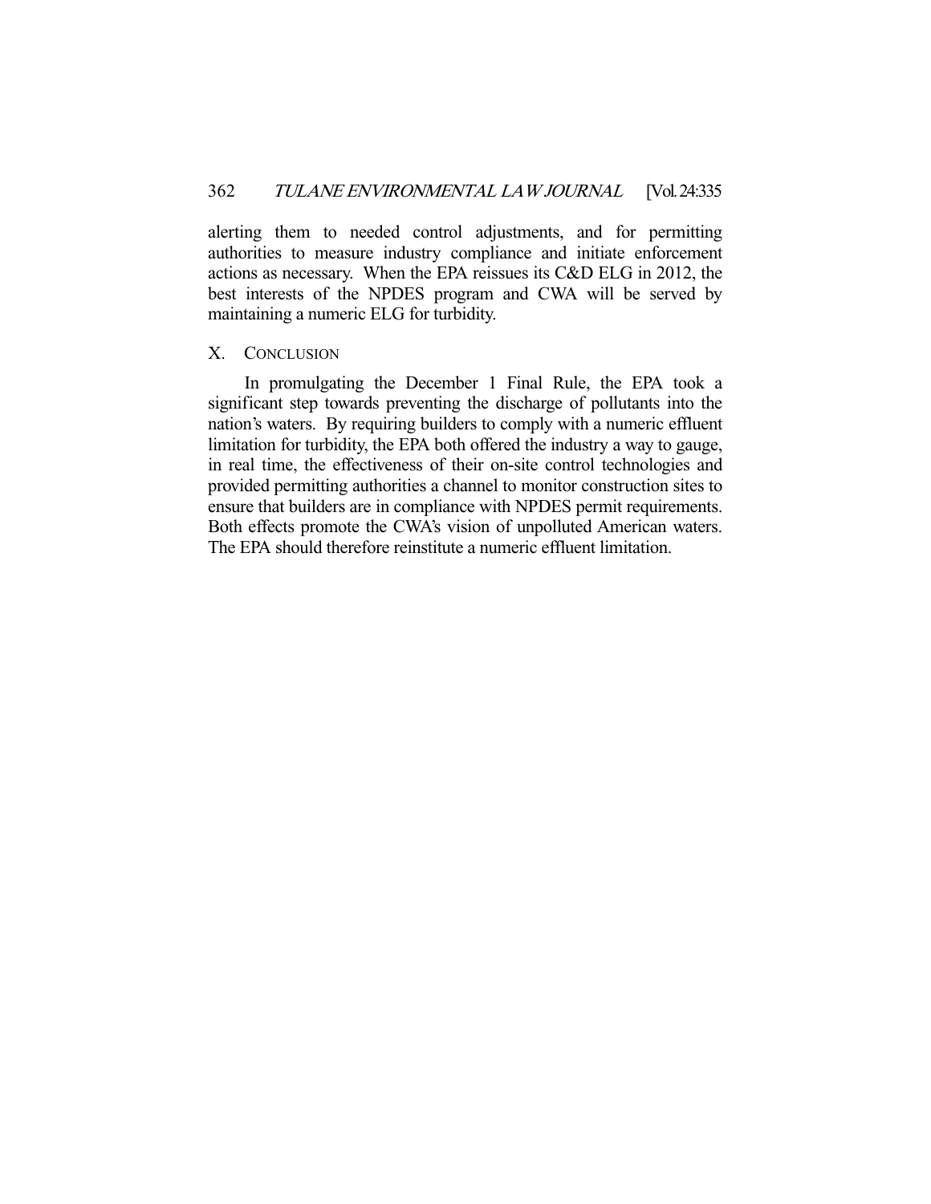alerting them to needed control adjustments, and for permitting authorities to measure industry compliance and initiate enforcement actions as necessary. When the EPA reissues its C&D ELG in 2012, the best interests of the NPDES program and CWA will be served by maintaining a numeric ELG for turbidity.

## X. CONCLUSION

In promulgating the December 1 Final Rule, the EPA took a significant step towards preventing the discharge of pollutants into the nation's waters. By requiring builders to comply with a numeric effluent limitation for turbidity, the EPA both offered the industry a way to gauge, in real time, the effectiveness of their on-site control technologies and provided permitting authorities a channel to monitor construction sites to ensure that builders are in compliance with NPDES permit requirements. Both effects promote the CWA's vision of unpolluted American waters. The EPA should therefore reinstitute a numeric effluent limitation.